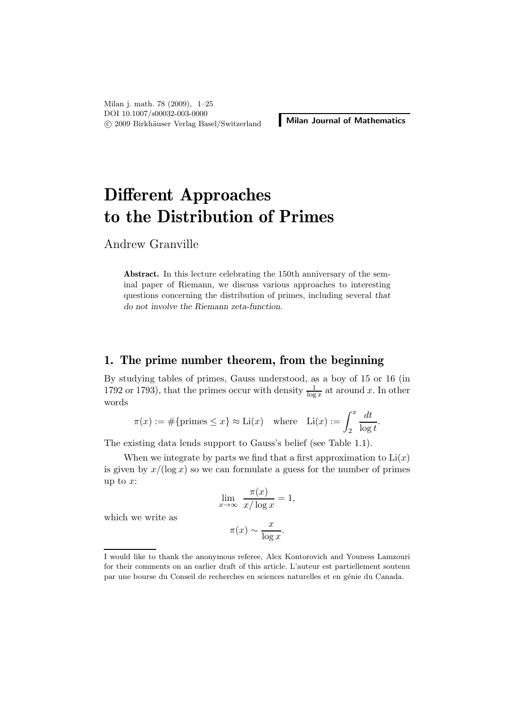# Different Approaches to the Distribution of Primes

Andrew Granville

**Abstract.** In this lecture celebrating the 150th anniversary of the seminal paper of Riemann, we discuss various approaches to interesting questions concerning the distribution of primes, including several *that do not involve the Riemann zeta-function*.

## 1. The prime number theorem, from the beginning

By studying tables of primes, Gauss understood, as a boy of 15 or 16 (in 1792 or 1793), that the primes occur with density $\frac{1}{\log x}$ at around $x$. In other words

$$\pi(x) := \#\{\text{primes} \leq x\} \approx \mathrm{Li}(x) \quad \text{where} \quad \mathrm{Li}(x) := \int_2^x \frac{dt}{\log t}.$$

The existing data lends support to Gauss's belief (see Table 1.1).

When we integrate by parts we find that a first approximation to $\mathrm{Li}(x)$ is given by $x/(\log x)$ so we can formulate a guess for the number of primes up to $x$:

$$\lim_{x \to \infty} \frac{\pi(x)}{x/\log x} = 1,$$

which we write as

$$\pi(x) \sim \frac{x}{\log x}.$$

---

I would like to thank the anonymous referee, Alex Kontorovich and Youness Lamzouri for their comments on an earlier draft of this article. L'auteur est partiellement soutenu par une bourse du Conseil de recherches en sciences naturelles et en génie du Canada.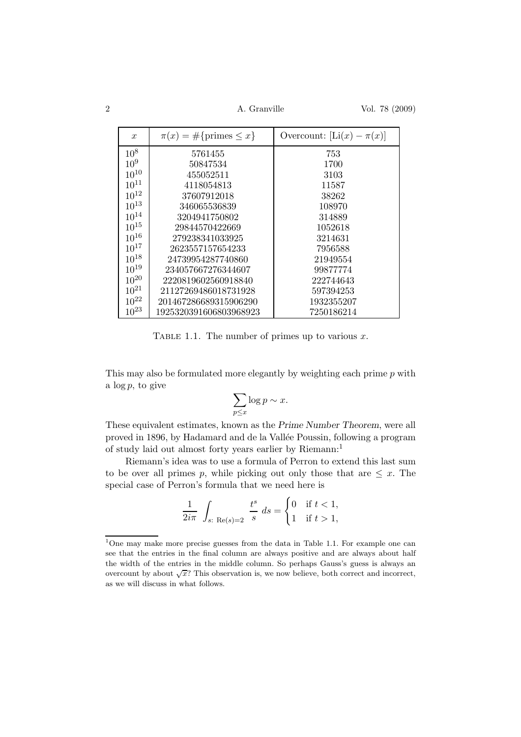| $x$ | $\pi(x) = \#\{\text{primes} \leq x\}$ | Overcount: $[\text{Li}(x) - \pi(x)]$ |
|---|---|---|
| $10^8$ | 5761455 | 753 |
| $10^9$ | 50847534 | 1700 |
| $10^{10}$ | 455052511 | 3103 |
| $10^{11}$ | 4118054813 | 11587 |
| $10^{12}$ | 37607912018 | 38262 |
| $10^{13}$ | 346065536839 | 108970 |
| $10^{14}$ | 3204941750802 | 314889 |
| $10^{15}$ | 29844570422669 | 1052618 |
| $10^{16}$ | 279238341033925 | 3214631 |
| $10^{17}$ | 2623557157654233 | 7956588 |
| $10^{18}$ | 24739954287740860 | 21949554 |
| $10^{19}$ | 234057667276344607 | 99877774 |
| $10^{20}$ | 2220819602560918840 | 222744643 |
| $10^{21}$ | 21127269486018731928 | 597394253 |
| $10^{22}$ | 201467286689315906290 | 1932355207 |
| $10^{23}$ | 1925320391606803968923 | 7250186214 |

TABLE 1.1. The number of primes up to various $x$.

This may also be formulated more elegantly by weighting each prime $p$ with a $\log p$, to give

$$\sum_{p \leq x} \log p \sim x.$$

These equivalent estimates, known as the *Prime Number Theorem*, were all proved in 1896, by Hadamard and de la Vallée Poussin, following a program of study laid out almost forty years earlier by Riemann:[1]

Riemann's idea was to use a formula of Perron to extend this last sum to be over all primes $p$, while picking out only those that are $\leq x$. The special case of Perron's formula that we need here is

$$\frac{1}{2i\pi} \int_{s:\ \text{Re}(s)=2} \frac{t^s}{s}\, ds = \begin{cases} 0 & \text{if } t < 1, \\ 1 & \text{if } t > 1, \end{cases}$$

[1] One may make more precise guesses from the data in Table 1.1. For example one can see that the entries in the final column are always positive and are always about half the width of the entries in the middle column. So perhaps Gauss's guess is always an overcount by about $\sqrt{x}$? This observation is, we now believe, both correct and incorrect, as we will discuss in what follows.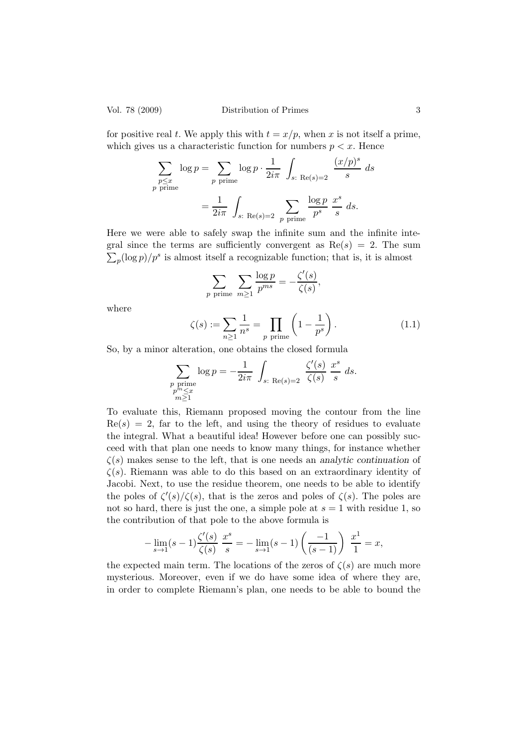for positive real $t$. We apply this with $t = x/p$, when $x$ is not itself a prime, which gives us a characteristic function for numbers $p < x$. Hence

$$\sum_{\substack{p \leq x \\ p \text{ prime}}} \log p = \sum_{p \text{ prime}} \log p \cdot \frac{1}{2i\pi} \int_{s:\ \text{Re}(s)=2} \frac{(x/p)^s}{s}\ ds$$
$$= \frac{1}{2i\pi} \int_{s:\ \text{Re}(s)=2} \sum_{p \text{ prime}} \frac{\log p}{p^s}\ \frac{x^s}{s}\ ds.$$

Here we were able to safely swap the infinite sum and the infinite integral since the terms are sufficiently convergent as $\text{Re}(s) = 2$. The sum $\sum_p (\log p)/p^s$ is almost itself a recognizable function; that is, it is almost

$$\sum_{p \text{ prime}} \sum_{m \geq 1} \frac{\log p}{p^{ms}} = -\frac{\zeta'(s)}{\zeta(s)},$$

where

$$\zeta(s) := \sum_{n \geq 1} \frac{1}{n^s} = \prod_{p \text{ prime}} \left(1 - \frac{1}{p^s}\right). \tag{1.1}$$

So, by a minor alteration, one obtains the closed formula

$$\sum_{\substack{p \text{ prime} \\ p^m \leq x \\ m \geq 1}} \log p = -\frac{1}{2i\pi} \int_{s:\ \text{Re}(s)=2} \frac{\zeta'(s)}{\zeta(s)}\ \frac{x^s}{s}\ ds.$$

To evaluate this, Riemann proposed moving the contour from the line $\text{Re}(s) = 2$, far to the left, and using the theory of residues to evaluate the integral. What a beautiful idea! However before one can possibly succeed with that plan one needs to know many things, for instance whether $\zeta(s)$ makes sense to the left, that is one needs an *analytic continuation* of $\zeta(s)$. Riemann was able to do this based on an extraordinary identity of Jacobi. Next, to use the residue theorem, one needs to be able to identify the poles of $\zeta'(s)/\zeta(s)$, that is the zeros and poles of $\zeta(s)$. The poles are not so hard, there is just the one, a simple pole at $s = 1$ with residue 1, so the contribution of that pole to the above formula is

$$-\lim_{s \to 1} (s-1) \frac{\zeta'(s)}{\zeta(s)}\ \frac{x^s}{s} = -\lim_{s \to 1} (s-1) \left(\frac{-1}{(s-1)}\right)\ \frac{x^1}{1} = x,$$

the expected main term. The locations of the zeros of $\zeta(s)$ are much more mysterious. Moreover, even if we do have some idea of where they are, in order to complete Riemann's plan, one needs to be able to bound the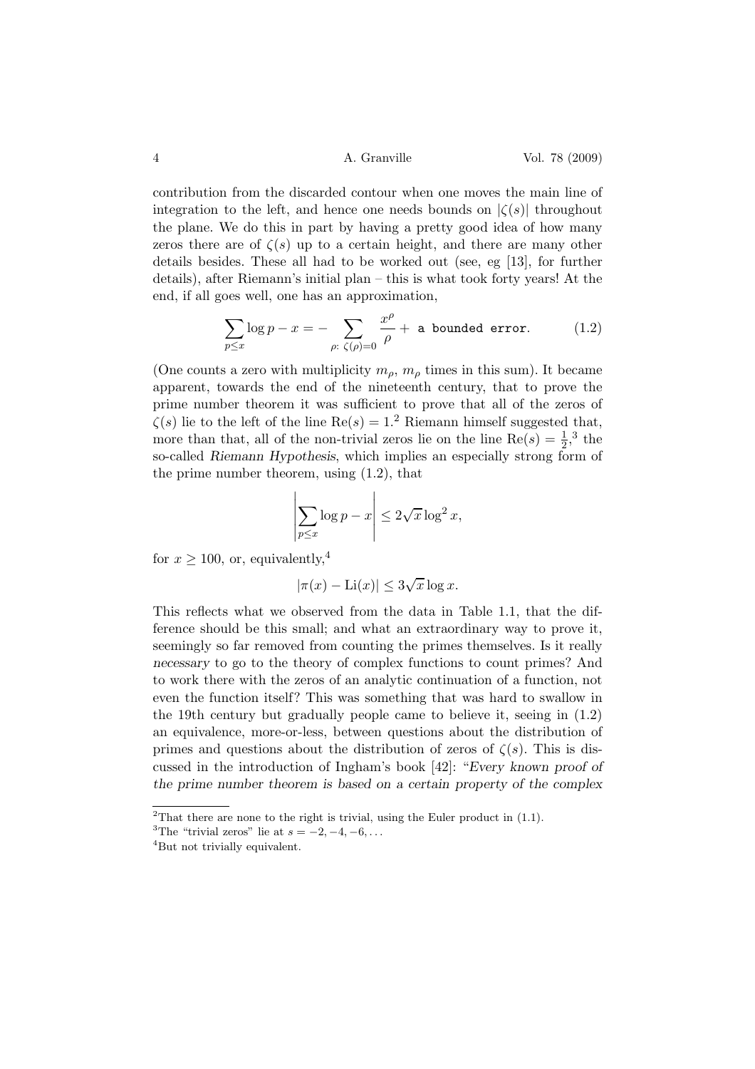contribution from the discarded contour when one moves the main line of integration to the left, and hence one needs bounds on $|\zeta(s)|$ throughout the plane. We do this in part by having a pretty good idea of how many zeros there are of $\zeta(s)$ up to a certain height, and there are many other details besides. These all had to be worked out (see, eg [13], for further details), after Riemann's initial plan – this is what took forty years! At the end, if all goes well, one has an approximation,

$$\sum_{p \leq x} \log p - x = - \sum_{\rho:\ \zeta(\rho)=0} \frac{x^\rho}{\rho} + \texttt{ a bounded error.} \qquad (1.2)$$

(One counts a zero with multiplicity $m_\rho$, $m_\rho$ times in this sum). It became apparent, towards the end of the nineteenth century, that to prove the prime number theorem it was sufficient to prove that all of the zeros of $\zeta(s)$ lie to the left of the line $\mathrm{Re}(s) = 1$.[2] Riemann himself suggested that, more than that, all of the non-trivial zeros lie on the line $\mathrm{Re}(s) = \frac{1}{2}$,[3] the so-called *Riemann Hypothesis*, which implies an especially strong form of the prime number theorem, using (1.2), that

$$\left| \sum_{p \leq x} \log p - x \right| \leq 2\sqrt{x} \log^2 x,$$

for $x \geq 100$, or, equivalently,[4]

$$|\pi(x) - \mathrm{Li}(x)| \leq 3\sqrt{x} \log x.$$

This reflects what we observed from the data in Table 1.1, that the difference should be this small; and what an extraordinary way to prove it, seemingly so far removed from counting the primes themselves. Is it really *necessary* to go to the theory of complex functions to count primes? And to work there with the zeros of an analytic continuation of a function, not even the function itself? This was something that was hard to swallow in the 19th century but gradually people came to believe it, seeing in (1.2) an equivalence, more-or-less, between questions about the distribution of primes and questions about the distribution of zeros of $\zeta(s)$. This is discussed in the introduction of Ingham's book [42]: "*Every known proof of the prime number theorem is based on a certain property of the complex*

[2] That there are none to the right is trivial, using the Euler product in (1.1).

[3] The "trivial zeros" lie at $s = -2, -4, -6, \ldots$

[4] But not trivially equivalent.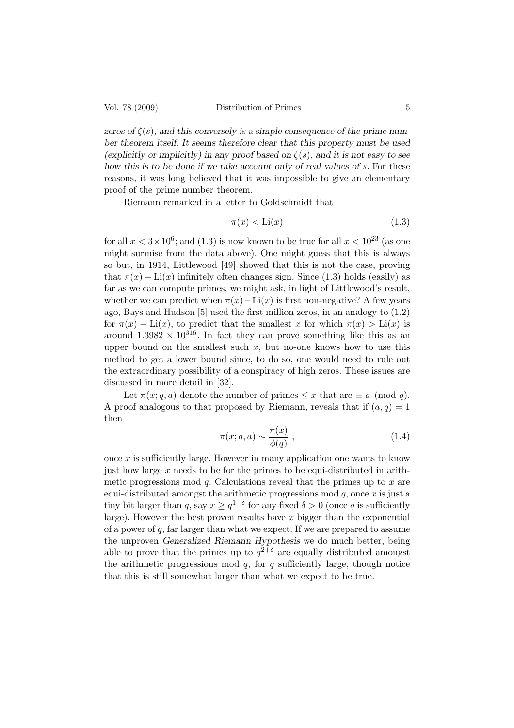*zeros of $\zeta(s)$, and this conversely is a simple consequence of the prime number theorem itself. It seems therefore clear that this property must be used (explicitly or implicitly) in any proof based on $\zeta(s)$, and it is not easy to see how this is to be done if we take account only of real values of $s$.* For these reasons, it was long believed that it was impossible to give an elementary proof of the prime number theorem.

Riemann remarked in a letter to Goldschmidt that

$$\pi(x) < \mathrm{Li}(x) \tag{1.3}$$

for all $x < 3\times 10^6$; and (1.3) is now known to be true for all $x < 10^{23}$ (as one might surmise from the data above). One might guess that this is always so but, in 1914, Littlewood [49] showed that this is not the case, proving that $\pi(x) - \mathrm{Li}(x)$ infinitely often changes sign. Since (1.3) holds (easily) as far as we can compute primes, we might ask, in light of Littlewood's result, whether we can predict when $\pi(x) - \mathrm{Li}(x)$ is first non-negative? A few years ago, Bays and Hudson [5] used the first million zeros, in an analogy to (1.2) for $\pi(x) - \mathrm{Li}(x)$, to predict that the smallest $x$ for which $\pi(x) > \mathrm{Li}(x)$ is around $1.3982 \times 10^{316}$. In fact they can prove something like this as an upper bound on the smallest such $x$, but no-one knows how to use this method to get a lower bound since, to do so, one would need to rule out the extraordinary possibility of a conspiracy of high zeros. These issues are discussed in more detail in [32].

Let $\pi(x; q, a)$ denote the number of primes $\leq x$ that are $\equiv a \pmod q$. A proof analogous to that proposed by Riemann, reveals that if $(a, q) = 1$ then

$$\pi(x; q, a) \sim \frac{\pi(x)}{\phi(q)}\ , \tag{1.4}$$

once $x$ is sufficiently large. However in many application one wants to know just how large $x$ needs to be for the primes to be equi-distributed in arithmetic progressions mod $q$. Calculations reveal that the primes up to $x$ are equi-distributed amongst the arithmetic progressions mod $q$, once $x$ is just a tiny bit larger than $q$, say $x \geq q^{1+\delta}$ for any fixed $\delta > 0$ (once $q$ is sufficiently large). However the best proven results have $x$ bigger than the exponential of a power of $q$, far larger than what we expect. If we are prepared to assume the unproven *Generalized Riemann Hypothesis* we do much better, being able to prove that the primes up to $q^{2+\delta}$ are equally distributed amongst the arithmetic progressions mod $q$, for $q$ sufficiently large, though notice that this is still somewhat larger than what we expect to be true.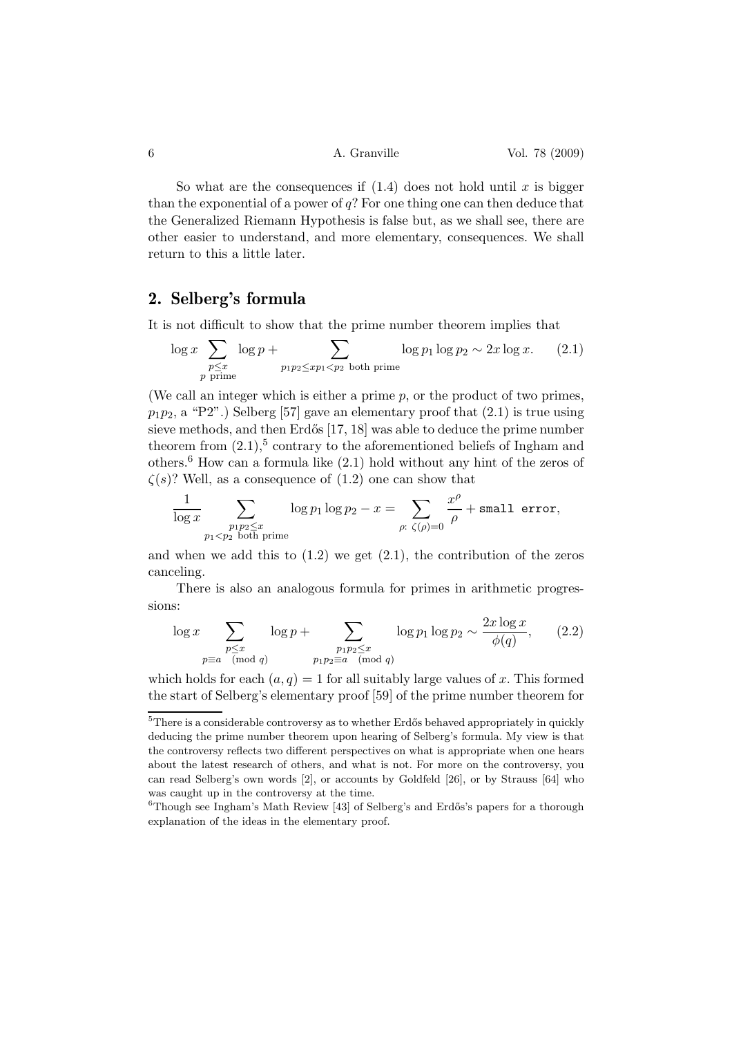So what are the consequences if (1.4) does not hold until $x$ is bigger than the exponential of a power of $q$? For one thing one can then deduce that the Generalized Riemann Hypothesis is false but, as we shall see, there are other easier to understand, and more elementary, consequences. We shall return to this a little later.

## 2. Selberg's formula

It is not difficult to show that the prime number theorem implies that

$$\log x \sum_{\substack{p \le x \\ p \text{ prime}}} \log p + \sum_{p_1 p_2 \le x p_1 < p_2 \text{ both prime}} \log p_1 \log p_2 \sim 2x \log x. \qquad (2.1)$$

(We call an integer which is either a prime $p$, or the product of two primes, $p_1p_2$, a "P2".) Selberg [57] gave an elementary proof that (2.1) is true using sieve methods, and then Erdős [17, 18] was able to deduce the prime number theorem from (2.1),[5] contrary to the aforementioned beliefs of Ingham and others.[6] How can a formula like (2.1) hold without any hint of the zeros of $\zeta(s)$? Well, as a consequence of (1.2) one can show that

$$\frac{1}{\log x} \sum_{\substack{p_1 p_2 \le x \\ p_1 < p_2 \text{ both prime}}} \log p_1 \log p_2 - x = \sum_{\rho:\ \zeta(\rho)=0} \frac{x^\rho}{\rho} + \texttt{small error},$$

and when we add this to (1.2) we get (2.1), the contribution of the zeros canceling.

There is also an analogous formula for primes in arithmetic progressions:

$$\log x \sum_{\substack{p \le x \\ p \equiv a \pmod q}} \log p + \sum_{\substack{p_1 p_2 \le x \\ p_1 p_2 \equiv a \pmod q}} \log p_1 \log p_2 \sim \frac{2x \log x}{\phi(q)}, \qquad (2.2)$$

which holds for each $(a, q) = 1$ for all suitably large values of $x$. This formed the start of Selberg's elementary proof [59] of the prime number theorem for

---

[5] There is a considerable controversy as to whether Erdős behaved appropriately in quickly deducing the prime number theorem upon hearing of Selberg's formula. My view is that the controversy reflects two different perspectives on what is appropriate when one hears about the latest research of others, and what is not. For more on the controversy, you can read Selberg's own words [2], or accounts by Goldfeld [26], or by Strauss [64] who was caught up in the controversy at the time.

[6] Though see Ingham's Math Review [43] of Selberg's and Erdős's papers for a thorough explanation of the ideas in the elementary proof.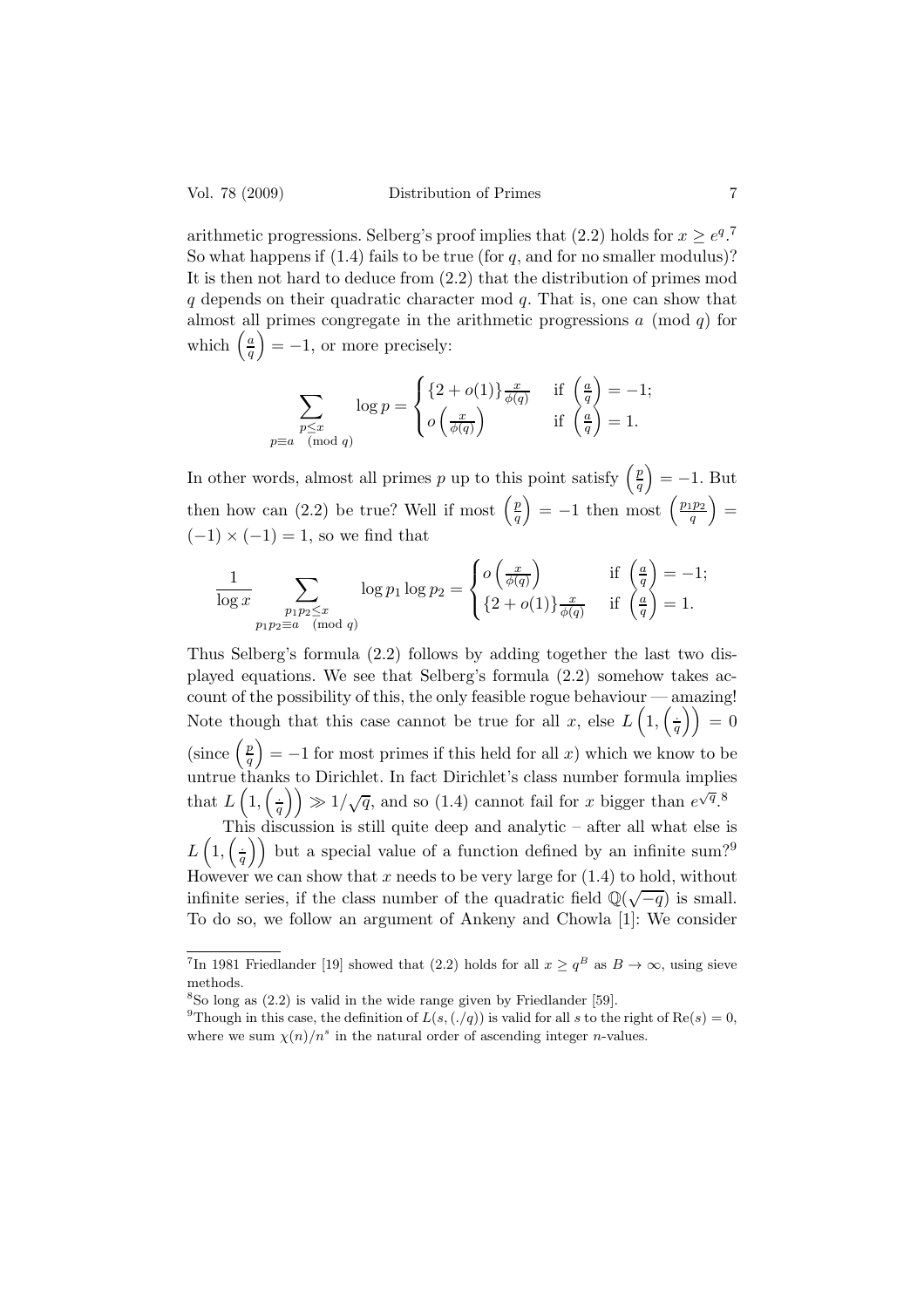arithmetic progressions. Selberg's proof implies that (2.2) holds for $x \geq e^q$.[7] So what happens if (1.4) fails to be true (for $q$, and for no smaller modulus)? It is then not hard to deduce from (2.2) that the distribution of primes mod $q$ depends on their quadratic character mod $q$. That is, one can show that almost all primes congregate in the arithmetic progressions $a \pmod q$ for which $\left(\frac{a}{q}\right) = -1$, or more precisely:

$$\sum_{\substack{p \leq x \\ p \equiv a \pmod q}} \log p = \begin{cases} \{2 + o(1)\} \frac{x}{\phi(q)} & \text{if } \left(\frac{a}{q}\right) = -1; \\ o\left(\frac{x}{\phi(q)}\right) & \text{if } \left(\frac{a}{q}\right) = 1. \end{cases}$$

In other words, almost all primes $p$ up to this point satisfy $\left(\frac{p}{q}\right) = -1$. But then how can (2.2) be true? Well if most $\left(\frac{p}{q}\right) = -1$ then most $\left(\frac{p_1 p_2}{q}\right) = (-1) \times (-1) = 1$, so we find that

$$\frac{1}{\log x} \sum_{\substack{p_1 p_2 \leq x \\ p_1 p_2 \equiv a \pmod q}} \log p_1 \log p_2 = \begin{cases} o\left(\frac{x}{\phi(q)}\right) & \text{if } \left(\frac{a}{q}\right) = -1; \\ \{2 + o(1)\} \frac{x}{\phi(q)} & \text{if } \left(\frac{a}{q}\right) = 1. \end{cases}$$

Thus Selberg's formula (2.2) follows by adding together the last two displayed equations. We see that Selberg's formula (2.2) somehow takes account of the possibility of this, the only feasible rogue behaviour — amazing! Note though that this case cannot be true for all $x$, else $L\left(1, \left(\frac{\cdot}{q}\right)\right) = 0$ (since $\left(\frac{p}{q}\right) = -1$ for most primes if this held for all $x$) which we know to be untrue thanks to Dirichlet. In fact Dirichlet's class number formula implies that $L\left(1, \left(\frac{\cdot}{q}\right)\right) \gg 1/\sqrt{q}$, and so (1.4) cannot fail for $x$ bigger than $e^{\sqrt{q}}$.[8]

This discussion is still quite deep and analytic – after all what else is $L\left(1, \left(\frac{\cdot}{q}\right)\right)$ but a special value of a function defined by an infinite sum?[9] However we can show that $x$ needs to be very large for (1.4) to hold, without infinite series, if the class number of the quadratic field $\mathbb{Q}(\sqrt{-q})$ is small. To do so, we follow an argument of Ankeny and Chowla [1]: We consider

---

[7] In 1981 Friedlander [19] showed that (2.2) holds for all $x \geq q^B$ as $B \to \infty$, using sieve methods.

[8] So long as (2.2) is valid in the wide range given by Friedlander [59].

[9] Though in this case, the definition of $L(s, (./q))$ is valid for all $s$ to the right of $\text{Re}(s) = 0$, where we sum $\chi(n)/n^s$ in the natural order of ascending integer $n$-values.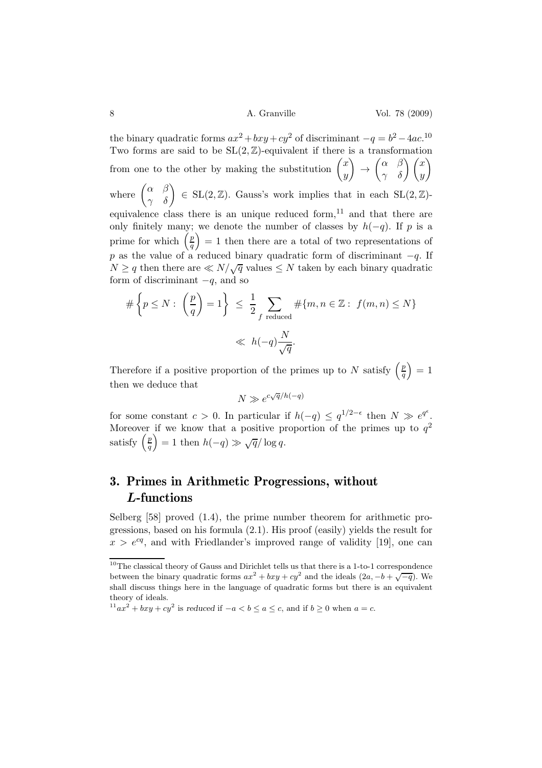the binary quadratic forms $ax^2+bxy+cy^2$ of discriminant $-q = b^2-4ac$.[10] Two forms are said to be $\mathrm{SL}(2,\mathbb{Z})$-equivalent if there is a transformation from one to the other by making the substitution $\begin{pmatrix} x \\ y \end{pmatrix} \to \begin{pmatrix} \alpha & \beta \\ \gamma & \delta \end{pmatrix} \begin{pmatrix} x \\ y \end{pmatrix}$ where $\begin{pmatrix} \alpha & \beta \\ \gamma & \delta \end{pmatrix} \in \mathrm{SL}(2,\mathbb{Z})$. Gauss's work implies that in each $\mathrm{SL}(2,\mathbb{Z})$-equivalence class there is an unique reduced form,[11] and that there are only finitely many; we denote the number of classes by $h(-q)$. If $p$ is a prime for which $\left(\frac{p}{q}\right) = 1$ then there are a total of two representations of $p$ as the value of a reduced binary quadratic form of discriminant $-q$. If $N \geq q$ then there are $\ll N/\sqrt{q}$ values $\leq N$ taken by each binary quadratic form of discriminant $-q$, and so

$$\#\left\{p \leq N : \left(\frac{p}{q}\right) = 1\right\} \leq \frac{1}{2} \sum_{f \text{ reduced}} \#\{m,n \in \mathbb{Z} : f(m,n) \leq N\}$$

$$\ll h(-q)\frac{N}{\sqrt{q}}.$$

Therefore if a positive proportion of the primes up to $N$ satisfy $\left(\frac{p}{q}\right) = 1$ then we deduce that

$$N \gg e^{c\sqrt{q}/h(-q)}$$

for some constant $c > 0$. In particular if $h(-q) \leq q^{1/2-\epsilon}$ then $N \gg e^{q^\epsilon}$. Moreover if we know that a positive proportion of the primes up to $q^2$ satisfy $\left(\frac{p}{q}\right) = 1$ then $h(-q) \gg \sqrt{q}/\log q$.

## 3. Primes in Arithmetic Progressions, without *L*-functions

Selberg [58] proved (1.4), the prime number theorem for arithmetic progressions, based on his formula (2.1). His proof (easily) yields the result for $x > e^{cq}$, and with Friedlander's improved range of validity [19], one can

---

[10] The classical theory of Gauss and Dirichlet tells us that there is a 1-to-1 correspondence between the binary quadratic forms $ax^2+bxy+cy^2$ and the ideals $(2a, -b+\sqrt{-q})$. We shall discuss things here in the language of quadratic forms but there is an equivalent theory of ideals.

[11] $ax^2+bxy+cy^2$ is *reduced* if $-a < b \leq a \leq c$, and if $b \geq 0$ when $a = c$.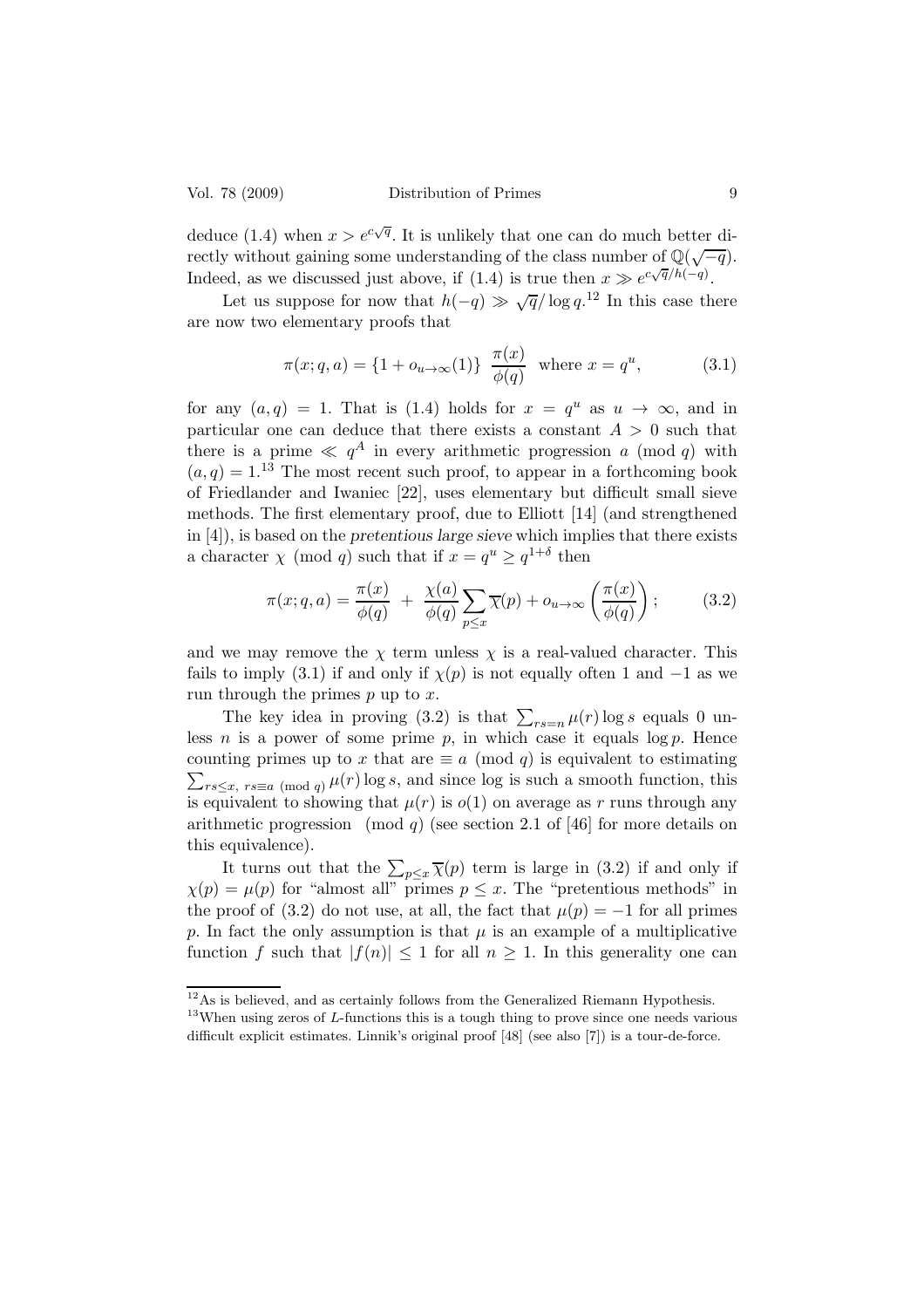deduce (1.4) when $x > e^{c\sqrt{q}}$. It is unlikely that one can do much better directly without gaining some understanding of the class number of $\mathbb{Q}(\sqrt{-q})$. Indeed, as we discussed just above, if (1.4) is true then $x \gg e^{c\sqrt{q}/h(-q)}$.

Let us suppose for now that $h(-q) \gg \sqrt{q}/\log q$.[12] In this case there are now two elementary proofs that

$$\pi(x; q, a) = \{1 + o_{u\to\infty}(1)\} \ \frac{\pi(x)}{\phi(q)} \ \text{ where } x = q^u, \tag{3.1}$$

for any $(a, q) = 1$. That is (1.4) holds for $x = q^u$ as $u \to \infty$, and in particular one can deduce that there exists a constant $A > 0$ such that there is a prime $\ll q^A$ in every arithmetic progression $a \pmod q$ with $(a, q) = 1$.[13] The most recent such proof, to appear in a forthcoming book of Friedlander and Iwaniec [22], uses elementary but difficult small sieve methods. The first elementary proof, due to Elliott [14] (and strengthened in [4]), is based on the *pretentious large sieve* which implies that there exists a character $\chi \pmod q$ such that if $x = q^u \geq q^{1+\delta}$ then

$$\pi(x; q, a) = \frac{\pi(x)}{\phi(q)} \ + \ \frac{\chi(a)}{\phi(q)} \sum_{p\leq x} \overline{\chi}(p) + o_{u\to\infty}\left(\frac{\pi(x)}{\phi(q)}\right); \tag{3.2}$$

and we may remove the $\chi$ term unless $\chi$ is a real-valued character. This fails to imply (3.1) if and only if $\chi(p)$ is not equally often 1 and $-1$ as we run through the primes $p$ up to $x$.

The key idea in proving (3.2) is that $\sum_{rs=n} \mu(r) \log s$ equals 0 unless $n$ is a power of some prime $p$, in which case it equals $\log p$. Hence counting primes up to $x$ that are $\equiv a \pmod q$ is equivalent to estimating $\sum_{rs\leq x,\ rs\equiv a \pmod q} \mu(r) \log s$, and since log is such a smooth function, this is equivalent to showing that $\mu(r)$ is $o(1)$ on average as $r$ runs through any arithmetic progression $\pmod q$ (see section 2.1 of [46] for more details on this equivalence).

It turns out that the $\sum_{p\leq x} \overline{\chi}(p)$ term is large in (3.2) if and only if $\chi(p) = \mu(p)$ for "almost all" primes $p \leq x$. The "pretentious methods" in the proof of (3.2) do not use, at all, the fact that $\mu(p) = -1$ for all primes $p$. In fact the only assumption is that $\mu$ is an example of a multiplicative function $f$ such that $|f(n)| \leq 1$ for all $n \geq 1$. In this generality one can

[12] As is believed, and as certainly follows from the Generalized Riemann Hypothesis.

[13] When using zeros of $L$-functions this is a tough thing to prove since one needs various difficult explicit estimates. Linnik's original proof [48] (see also [7]) is a tour-de-force.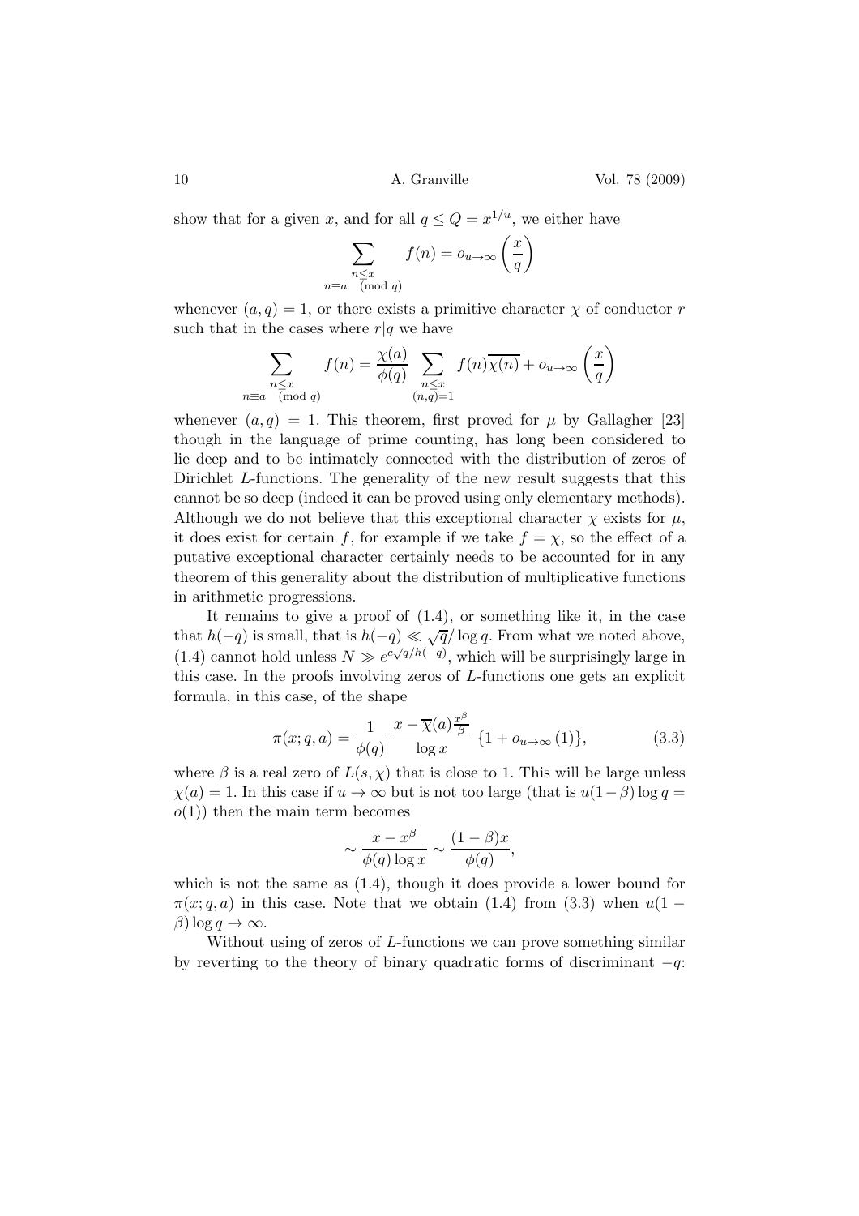show that for a given $x$, and for all $q \leq Q = x^{1/u}$, we either have

$$\sum_{\substack{n \leq x \\ n \equiv a \pmod q}} f(n) = o_{u \to \infty}\left(\frac{x}{q}\right)$$

whenever $(a, q) = 1$, or there exists a primitive character $\chi$ of conductor $r$ such that in the cases where $r|q$ we have

$$\sum_{\substack{n \leq x \\ n \equiv a \pmod q}} f(n) = \frac{\chi(a)}{\phi(q)} \sum_{\substack{n \leq x \\ (n,q)=1}} f(n)\overline{\chi(n)} + o_{u \to \infty}\left(\frac{x}{q}\right)$$

whenever $(a, q) = 1$. This theorem, first proved for $\mu$ by Gallagher [23] though in the language of prime counting, has long been considered to lie deep and to be intimately connected with the distribution of zeros of Dirichlet $L$-functions. The generality of the new result suggests that this cannot be so deep (indeed it can be proved using only elementary methods). Although we do not believe that this exceptional character $\chi$ exists for $\mu$, it does exist for certain $f$, for example if we take $f = \chi$, so the effect of a putative exceptional character certainly needs to be accounted for in any theorem of this generality about the distribution of multiplicative functions in arithmetic progressions.

It remains to give a proof of (1.4), or something like it, in the case that $h(-q)$ is small, that is $h(-q) \ll \sqrt{q}/\log q$. From what we noted above, (1.4) cannot hold unless $N \gg e^{c\sqrt{q}/h(-q)}$, which will be surprisingly large in this case. In the proofs involving zeros of $L$-functions one gets an explicit formula, in this case, of the shape

$$\pi(x; q, a) = \frac{1}{\phi(q)} \; \frac{x - \overline{\chi}(a)\frac{x^{\beta}}{\beta}}{\log x} \; \{1 + o_{u \to \infty}(1)\}, \tag{3.3}$$

where $\beta$ is a real zero of $L(s, \chi)$ that is close to 1. This will be large unless $\chi(a) = 1$. In this case if $u \to \infty$ but is not too large (that is $u(1-\beta)\log q = o(1)$) then the main term becomes

$$\sim \frac{x - x^{\beta}}{\phi(q)\log x} \sim \frac{(1-\beta)x}{\phi(q)},$$

which is not the same as (1.4), though it does provide a lower bound for $\pi(x; q, a)$ in this case. Note that we obtain (1.4) from (3.3) when $u(1 - \beta)\log q \to \infty$.

Without using of zeros of $L$-functions we can prove something similar by reverting to the theory of binary quadratic forms of discriminant $-q$: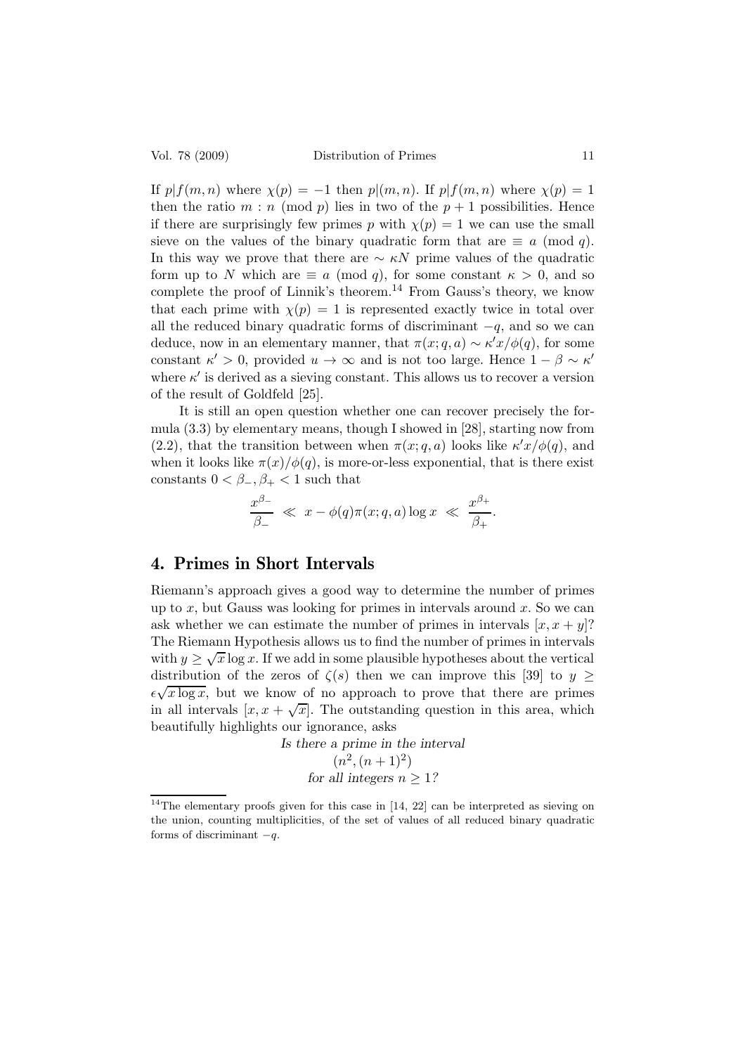If $p|f(m,n)$ where $\chi(p) = -1$ then $p|(m,n)$. If $p|f(m,n)$ where $\chi(p) = 1$ then the ratio $m : n \pmod p$ lies in two of the $p+1$ possibilities. Hence if there are surprisingly few primes $p$ with $\chi(p) = 1$ we can use the small sieve on the values of the binary quadratic form that are $\equiv a \pmod q$. In this way we prove that there are $\sim \kappa N$ prime values of the quadratic form up to $N$ which are $\equiv a \pmod q$, for some constant $\kappa > 0$, and so complete the proof of Linnik's theorem.[14] From Gauss's theory, we know that each prime with $\chi(p) = 1$ is represented exactly twice in total over all the reduced binary quadratic forms of discriminant $-q$, and so we can deduce, now in an elementary manner, that $\pi(x;q,a) \sim \kappa' x/\phi(q)$, for some constant $\kappa' > 0$, provided $u \to \infty$ and is not too large. Hence $1 - \beta \sim \kappa'$ where $\kappa'$ is derived as a sieving constant. This allows us to recover a version of the result of Goldfeld [25].

It is still an open question whether one can recover precisely the formula (3.3) by elementary means, though I showed in [28], starting now from (2.2), that the transition between when $\pi(x;q,a)$ looks like $\kappa' x/\phi(q)$, and when it looks like $\pi(x)/\phi(q)$, is more-or-less exponential, that is there exist constants $0 < \beta_-, \beta_+ < 1$ such that

$$\frac{x^{\beta_-}}{\beta_-} \ll x - \phi(q)\pi(x;q,a)\log x \ll \frac{x^{\beta_+}}{\beta_+}.$$

## 4. Primes in Short Intervals

Riemann's approach gives a good way to determine the number of primes up to $x$, but Gauss was looking for primes in intervals around $x$. So we can ask whether we can estimate the number of primes in intervals $[x, x+y]$? The Riemann Hypothesis allows us to find the number of primes in intervals with $y \geq \sqrt{x}\log x$. If we add in some plausible hypotheses about the vertical distribution of the zeros of $\zeta(s)$ then we can improve this [39] to $y \geq \epsilon\sqrt{x\log x}$, but we know of no approach to prove that there are primes in all intervals $[x, x+\sqrt{x}]$. The outstanding question in this area, which beautifully highlights our ignorance, asks

*Is there a prime in the interval*
$$(n^2, (n+1)^2)$$
*for all integers $n \geq 1$?*

[14] The elementary proofs given for this case in [14, 22] can be interpreted as sieving on the union, counting multiplicities, of the set of values of all reduced binary quadratic forms of discriminant $-q$.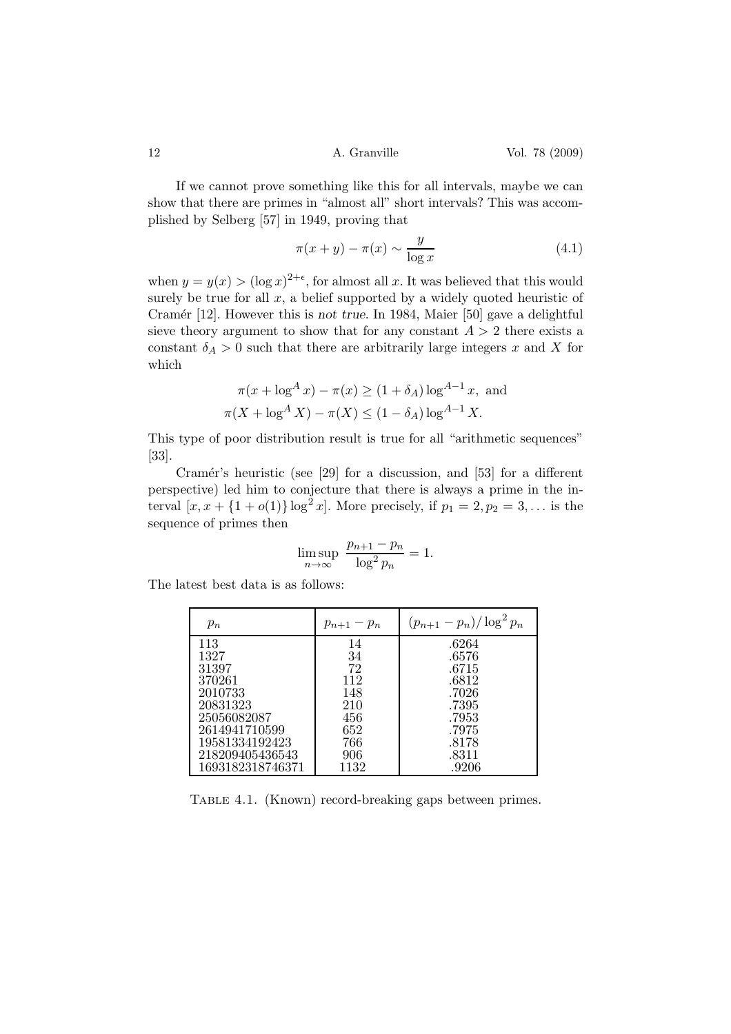If we cannot prove something like this for all intervals, maybe we can show that there are primes in "almost all" short intervals? This was accomplished by Selberg [57] in 1949, proving that

$$\pi(x+y) - \pi(x) \sim \frac{y}{\log x} \tag{4.1}$$

when $y = y(x) > (\log x)^{2+\epsilon}$, for almost all $x$. It was believed that this would surely be true for all $x$, a belief supported by a widely quoted heuristic of Cramér [12]. However this is *not true*. In 1984, Maier [50] gave a delightful sieve theory argument to show that for any constant $A > 2$ there exists a constant $\delta_A > 0$ such that there are arbitrarily large integers $x$ and $X$ for which

$$\pi(x + \log^A x) - \pi(x) \geq (1+\delta_A)\log^{A-1} x, \text{ and}$$
$$\pi(X + \log^A X) - \pi(X) \leq (1-\delta_A)\log^{A-1} X.$$

This type of poor distribution result is true for all "arithmetic sequences" [33].

Cramér's heuristic (see [29] for a discussion, and [53] for a different perspective) led him to conjecture that there is always a prime in the interval $[x, x + \{1 + o(1)\}\log^2 x]$. More precisely, if $p_1 = 2, p_2 = 3, \ldots$ is the sequence of primes then

$$\limsup_{n\to\infty} \frac{p_{n+1} - p_n}{\log^2 p_n} = 1.$$

The latest best data is as follows:

| $p_n$ | $p_{n+1} - p_n$ | $(p_{n+1} - p_n)/\log^2 p_n$ |
|---|---|---|
| 113 | 14 | .6264 |
| 1327 | 34 | .6576 |
| 31397 | 72 | .6715 |
| 370261 | 112 | .6812 |
| 2010733 | 148 | .7026 |
| 20831323 | 210 | .7395 |
| 25056082087 | 456 | .7953 |
| 2614941710599 | 652 | .7975 |
| 19581334192423 | 766 | .8178 |
| 218209405436543 | 906 | .8311 |
| 1693182318746371 | 1132 | .9206 |

Table 4.1. (Known) record-breaking gaps between primes.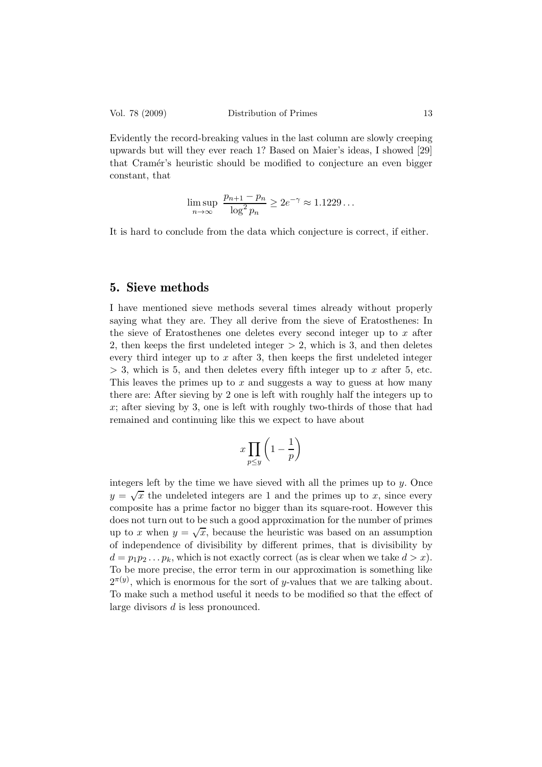Evidently the record-breaking values in the last column are slowly creeping upwards but will they ever reach 1? Based on Maier's ideas, I showed [29] that Cramér's heuristic should be modified to conjecture an even bigger constant, that

$$\limsup_{n\to\infty} \frac{p_{n+1}-p_n}{\log^2 p_n} \geq 2e^{-\gamma} \approx 1.1229\ldots$$

It is hard to conclude from the data which conjecture is correct, if either.

## 5. Sieve methods

I have mentioned sieve methods several times already without properly saying what they are. They all derive from the sieve of Eratosthenes: In the sieve of Eratosthenes one deletes every second integer up to $x$ after 2, then keeps the first undeleted integer $> 2$, which is 3, and then deletes every third integer up to $x$ after 3, then keeps the first undeleted integer $> 3$, which is 5, and then deletes every fifth integer up to $x$ after 5, etc. This leaves the primes up to $x$ and suggests a way to guess at how many there are: After sieving by 2 one is left with roughly half the integers up to $x$; after sieving by 3, one is left with roughly two-thirds of those that had remained and continuing like this we expect to have about

$$x \prod_{p \leq y} \left(1 - \frac{1}{p}\right)$$

integers left by the time we have sieved with all the primes up to $y$. Once $y = \sqrt{x}$ the undeleted integers are 1 and the primes up to $x$, since every composite has a prime factor no bigger than its square-root. However this does not turn out to be such a good approximation for the number of primes up to $x$ when $y = \sqrt{x}$, because the heuristic was based on an assumption of independence of divisibility by different primes, that is divisibility by $d = p_1 p_2 \ldots p_k$, which is not exactly correct (as is clear when we take $d > x$). To be more precise, the error term in our approximation is something like $2^{\pi(y)}$, which is enormous for the sort of $y$-values that we are talking about. To make such a method useful it needs to be modified so that the effect of large divisors $d$ is less pronounced.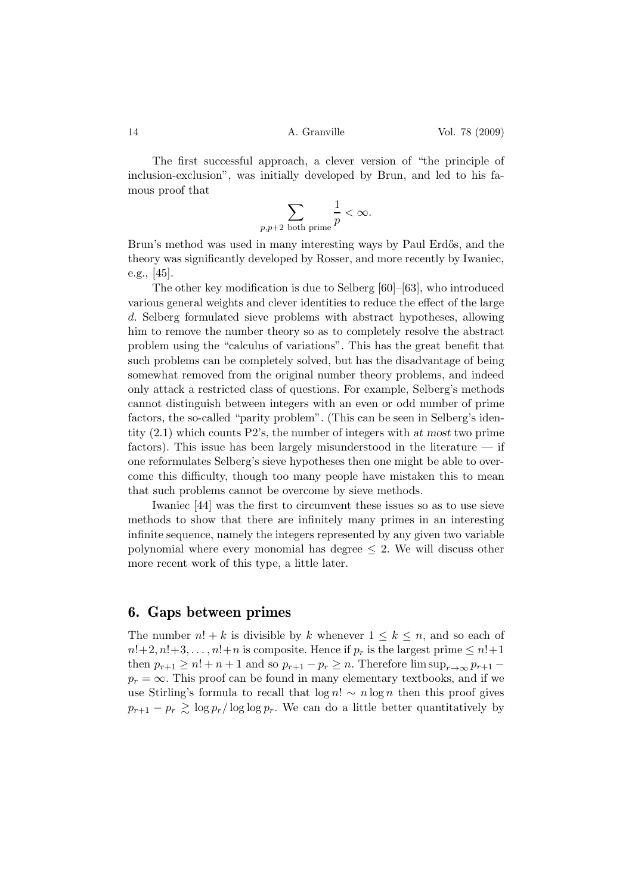The first successful approach, a clever version of "the principle of inclusion-exclusion", was initially developed by Brun, and led to his famous proof that

$$\sum_{p,p+2 \text{ both prime}} \frac{1}{p} < \infty.$$

Brun's method was used in many interesting ways by Paul Erdős, and the theory was significantly developed by Rosser, and more recently by Iwaniec, e.g., [45].

The other key modification is due to Selberg [60]–[63], who introduced various general weights and clever identities to reduce the effect of the large $d$. Selberg formulated sieve problems with abstract hypotheses, allowing him to remove the number theory so as to completely resolve the abstract problem using the "calculus of variations". This has the great benefit that such problems can be completely solved, but has the disadvantage of being somewhat removed from the original number theory problems, and indeed only attack a restricted class of questions. For example, Selberg's methods cannot distinguish between integers with an even or odd number of prime factors, the so-called "parity problem". (This can be seen in Selberg's identity (2.1) which counts P2's, the number of integers with *at most* two prime factors). This issue has been largely misunderstood in the literature — if one reformulates Selberg's sieve hypotheses then one might be able to overcome this difficulty, though too many people have mistaken this to mean that such problems cannot be overcome by sieve methods.

Iwaniec [44] was the first to circumvent these issues so as to use sieve methods to show that there are infinitely many primes in an interesting infinite sequence, namely the integers represented by any given two variable polynomial where every monomial has degree $\leq 2$. We will discuss other more recent work of this type, a little later.

## 6. Gaps between primes

The number $n! + k$ is divisible by $k$ whenever $1 \leq k \leq n$, and so each of $n!+2, n!+3, \dots, n!+n$ is composite. Hence if $p_r$ is the largest prime $\leq n!+1$ then $p_{r+1} \geq n! + n + 1$ and so $p_{r+1} - p_r \geq n$. Therefore $\limsup_{r\to\infty} p_{r+1} - p_r = \infty$. This proof can be found in many elementary textbooks, and if we use Stirling's formula to recall that $\log n! \sim n \log n$ then this proof gives $p_{r+1} - p_r \gtrsim \log p_r / \log\log p_r$. We can do a little better quantitatively by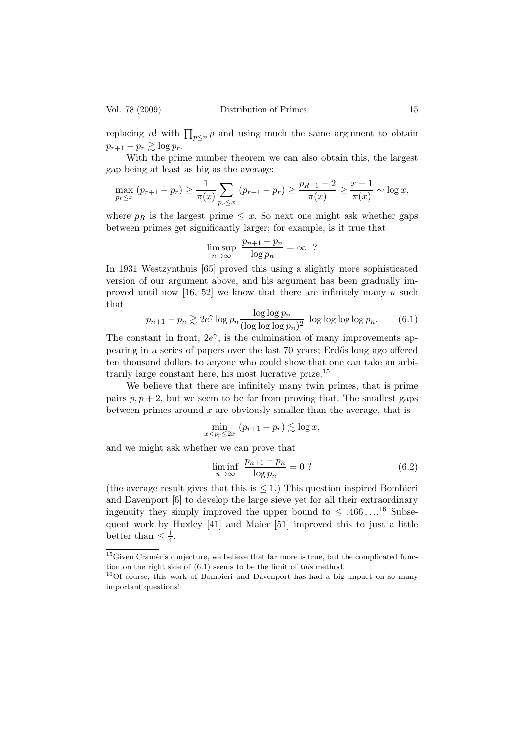replacing $n!$ with $\prod_{p \leq n} p$ and using much the same argument to obtain $p_{r+1} - p_r \gtrsim \log p_r$.

With the prime number theorem we can also obtain this, the largest gap being at least as big as the average:

$$\max_{p_r \leq x} (p_{r+1} - p_r) \geq \frac{1}{\pi(x)} \sum_{p_r \leq x} (p_{r+1} - p_r) \geq \frac{p_{R+1} - 2}{\pi(x)} \geq \frac{x-1}{\pi(x)} \sim \log x,$$

where $p_R$ is the largest prime $\leq x$. So next one might ask whether gaps between primes get significantly larger; for example, is it true that

$$\limsup_{n \to \infty} \frac{p_{n+1} - p_n}{\log p_n} = \infty \ \ ?$$

In 1931 Westzynthuis [65] proved this using a slightly more sophisticated version of our argument above, and his argument has been gradually improved until now [16, 52] we know that there are infinitely many $n$ such that

$$p_{n+1} - p_n \gtrsim 2e^{\gamma} \log p_n \frac{\log\log p_n}{(\log\log\log p_n)^2} \ \log\log\log\log p_n. \tag{6.1}$$

The constant in front, $2e^{\gamma}$, is the culmination of many improvements appearing in a series of papers over the last 70 years; Erdős long ago offered ten thousand dollars to anyone who could show that one can take an arbitrarily large constant here, his most lucrative prize.[15]

We believe that there are infinitely many twin primes, that is prime pairs $p, p+2$, but we seem to be far from proving that. The smallest gaps between primes around $x$ are obviously smaller than the average, that is

$$\min_{x < p_r \leq 2x} (p_{r+1} - p_r) \lesssim \log x,$$

and we might ask whether we can prove that

$$\liminf_{n \to \infty} \frac{p_{n+1} - p_n}{\log p_n} = 0 \ ? \tag{6.2}$$

(the average result gives that this is $\leq 1$.) This question inspired Bombieri and Davenport [6] to develop the large sieve yet for all their extraordinary ingenuity they simply improved the upper bound to $\leq .466\ldots$.[16] Subsequent work by Huxley [41] and Maier [51] improved this to just a little better than $\leq \frac{1}{4}$.

---

[15] Given Cramèr's conjecture, we believe that far more is true, but the complicated function on the right side of (6.1) seems to be the limit of *this* method.

[16] Of course, this work of Bombieri and Davenport has had a big impact on so many important questions!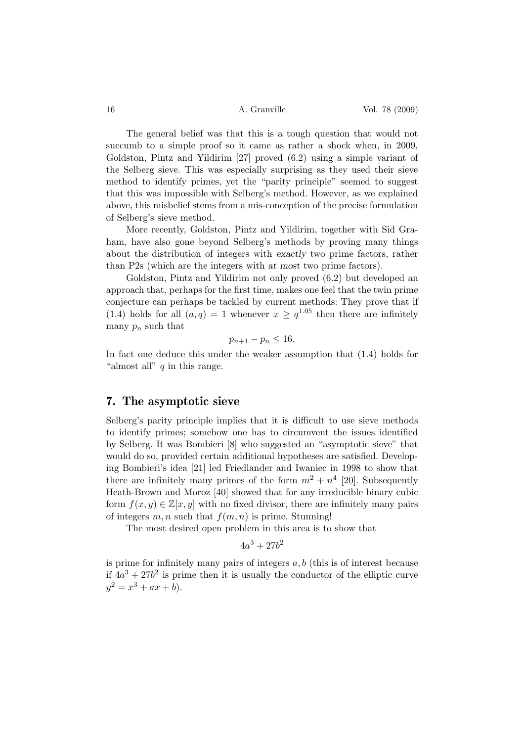The general belief was that this is a tough question that would not succumb to a simple proof so it came as rather a shock when, in 2009, Goldston, Pintz and Yildirim [27] proved (6.2) using a simple variant of the Selberg sieve. This was especially surprising as they used their sieve method to identify primes, yet the "parity principle" seemed to suggest that this was impossible with Selberg's method. However, as we explained above, this misbelief stems from a mis-conception of the precise formulation of Selberg's sieve method.

More recently, Goldston, Pintz and Yildirim, together with Sid Graham, have also gone beyond Selberg's methods by proving many things about the distribution of integers with *exactly* two prime factors, rather than P2s (which are the integers with *at most* two prime factors).

Goldston, Pintz and Yildirim not only proved (6.2) but developed an approach that, perhaps for the first time, makes one feel that the twin prime conjecture can perhaps be tackled by current methods: They prove that if (1.4) holds for all $(a, q) = 1$ whenever $x \geq q^{1.05}$ then there are infinitely many $p_n$ such that

$$p_{n+1} - p_n \leq 16.$$

In fact one deduce this under the weaker assumption that (1.4) holds for "almost all" $q$ in this range.

## 7. The asymptotic sieve

Selberg's parity principle implies that it is difficult to use sieve methods to identify primes; somehow one has to circumvent the issues identified by Selberg. It was Bombieri [8] who suggested an "asymptotic sieve" that would do so, provided certain additional hypotheses are satisfied. Developing Bombieri's idea [21] led Friedlander and Iwaniec in 1998 to show that there are infinitely many primes of the form $m^2 + n^4$ [20]. Subsequently Heath-Brown and Moroz [40] showed that for any irreducible binary cubic form $f(x, y) \in \mathbb{Z}[x, y]$ with no fixed divisor, there are infinitely many pairs of integers $m, n$ such that $f(m, n)$ is prime. Stunning!

The most desired open problem in this area is to show that

$$4a^3 + 27b^2$$

is prime for infinitely many pairs of integers $a, b$ (this is of interest because if $4a^3 + 27b^2$ is prime then it is usually the conductor of the elliptic curve $y^2 = x^3 + ax + b$).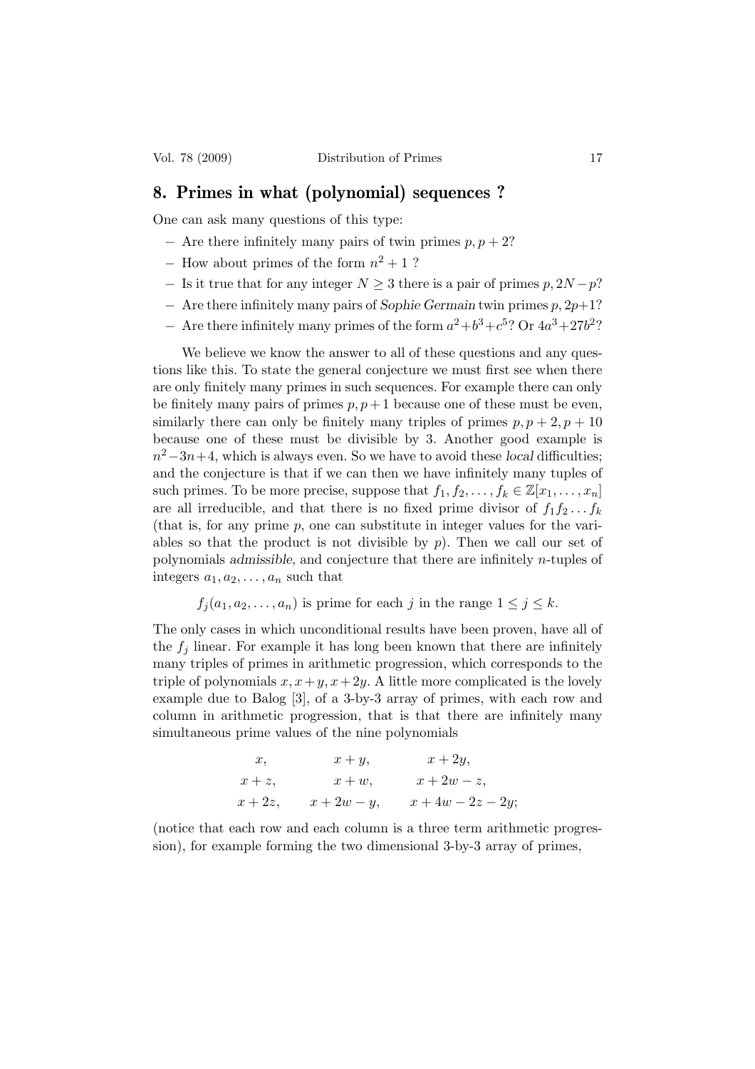## 8. Primes in what (polynomial) sequences ?

One can ask many questions of this type:

- Are there infinitely many pairs of twin primes $p, p+2$?
- How about primes of the form $n^2+1$ ?
- Is it true that for any integer $N \geq 3$ there is a pair of primes $p, 2N-p$?
- Are there infinitely many pairs of *Sophie Germain* twin primes $p, 2p+1$?
- Are there infinitely many primes of the form $a^2+b^3+c^5$? Or $4a^3+27b^2$?

We believe we know the answer to all of these questions and any questions like this. To state the general conjecture we must first see when there are only finitely many primes in such sequences. For example there can only be finitely many pairs of primes $p, p+1$ because one of these must be even, similarly there can only be finitely many triples of primes $p, p+2, p+10$ because one of these must be divisible by 3. Another good example is $n^2-3n+4$, which is always even. So we have to avoid these *local* difficulties; and the conjecture is that if we can then we have infinitely many tuples of such primes. To be more precise, suppose that $f_1, f_2, \ldots, f_k \in \mathbb{Z}[x_1, \ldots, x_n]$ are all irreducible, and that there is no fixed prime divisor of $f_1 f_2 \ldots f_k$ (that is, for any prime $p$, one can substitute in integer values for the variables so that the product is not divisible by $p$). Then we call our set of polynomials *admissible*, and conjecture that there are infinitely $n$-tuples of integers $a_1, a_2, \ldots, a_n$ such that

$$f_j(a_1, a_2, \ldots, a_n) \text{ is prime for each } j \text{ in the range } 1 \leq j \leq k.$$

The only cases in which unconditional results have been proven, have all of the $f_j$ linear. For example it has long been known that there are infinitely many triples of primes in arithmetic progression, which corresponds to the triple of polynomials $x, x+y, x+2y$. A little more complicated is the lovely example due to Balog [3], of a 3-by-3 array of primes, with each row and column in arithmetic progression, that is that there are infinitely many simultaneous prime values of the nine polynomials

$$\begin{array}{ccc} x, & x+y, & x+2y, \\ x+z, & x+w, & x+2w-z, \\ x+2z, & x+2w-y, & x+4w-2z-2y; \end{array}$$

(notice that each row and each column is a three term arithmetic progression), for example forming the two dimensional 3-by-3 array of primes,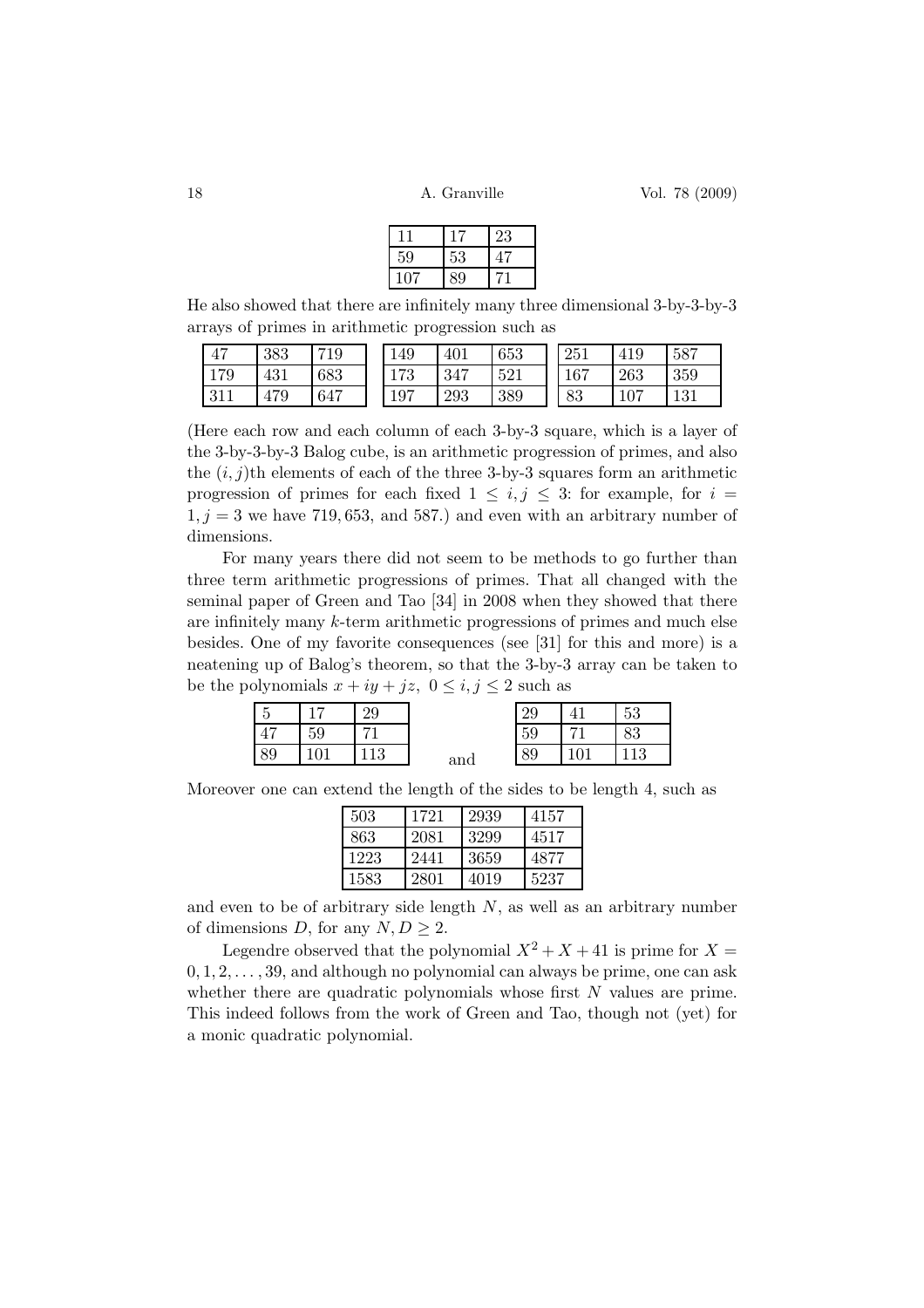| 11 | 17 | 23 |
|---|---|---|
| 59 | 53 | 47 |
| 107 | 89 | 71 |

He also showed that there are infinitely many three dimensional 3-by-3-by-3 arrays of primes in arithmetic progression such as

| 47 | 383 | 719 |
|---|---|---|
| 179 | 431 | 683 |
| 311 | 479 | 647 |

| 149 | 401 | 653 |
|---|---|---|
| 173 | 347 | 521 |
| 197 | 293 | 389 |

| 251 | 419 | 587 |
|---|---|---|
| 167 | 263 | 359 |
| 83 | 107 | 131 |

(Here each row and each column of each 3-by-3 square, which is a layer of the 3-by-3-by-3 Balog cube, is an arithmetic progression of primes, and also the $(i, j)$th elements of each of the three 3-by-3 squares form an arithmetic progression of primes for each fixed $1 \le i, j \le 3$: for example, for $i = 1, j = 3$ we have $719, 653$, and $587$.) and even with an arbitrary number of dimensions.

For many years there did not seem to be methods to go further than three term arithmetic progressions of primes. That all changed with the seminal paper of Green and Tao [34] in 2008 when they showed that there are infinitely many $k$-term arithmetic progressions of primes and much else besides. One of my favorite consequences (see [31] for this and more) is a neatening up of Balog's theorem, so that the 3-by-3 array can be taken to be the polynomials $x + iy + jz$, $0 \le i, j \le 2$ such as

| 5 | 17 | 29 |
|---|---|---|
| 47 | 59 | 71 |
| 89 | 101 | 113 |

and

| 29 | 41 | 53 |
|---|---|---|
| 59 | 71 | 83 |
| 89 | 101 | 113 |

Moreover one can extend the length of the sides to be length 4, such as

| 503 | 1721 | 2939 | 4157 |
|---|---|---|---|
| 863 | 2081 | 3299 | 4517 |
| 1223 | 2441 | 3659 | 4877 |
| 1583 | 2801 | 4019 | 5237 |

and even to be of arbitrary side length $N$, as well as an arbitrary number of dimensions $D$, for any $N, D \ge 2$.

Legendre observed that the polynomial $X^2 + X + 41$ is prime for $X = 0, 1, 2, \dots, 39$, and although no polynomial can always be prime, one can ask whether there are quadratic polynomials whose first $N$ values are prime. This indeed follows from the work of Green and Tao, though not (yet) for a monic quadratic polynomial.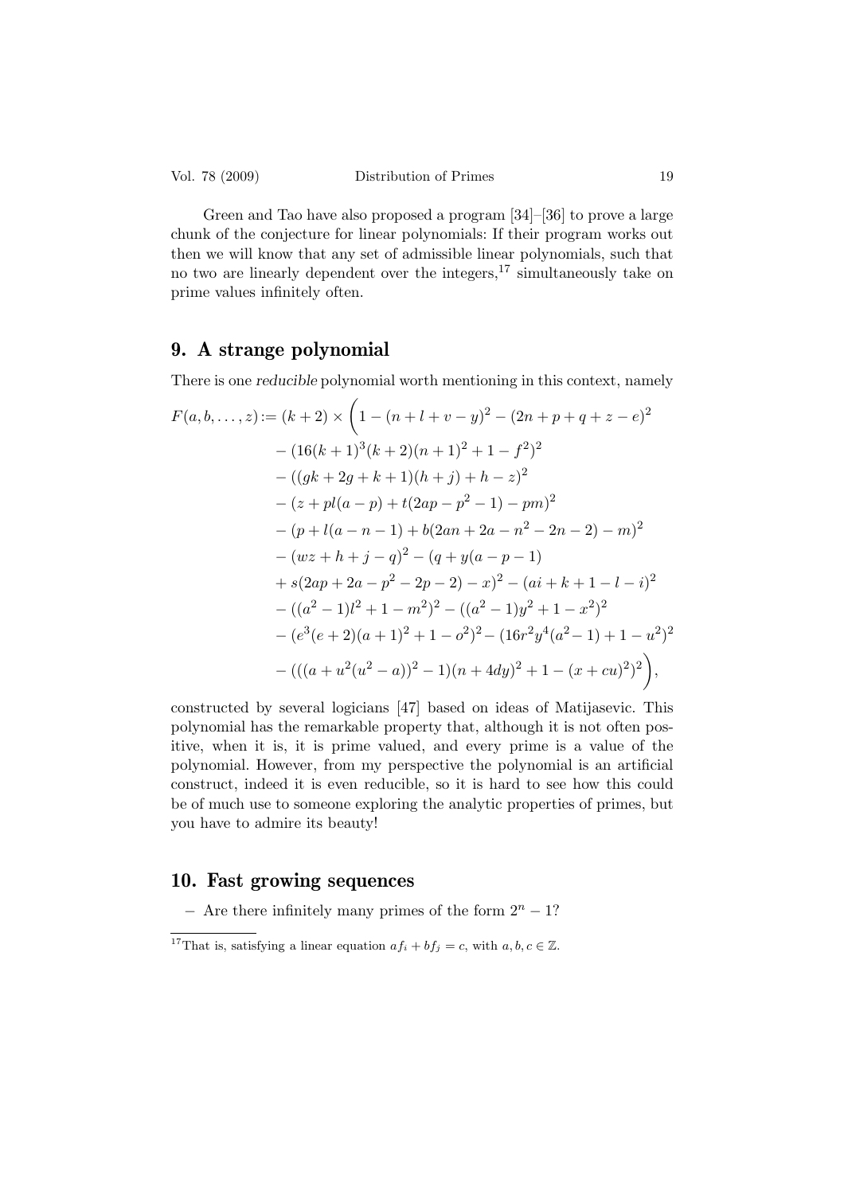Green and Tao have also proposed a program [34]–[36] to prove a large chunk of the conjecture for linear polynomials: If their program works out then we will know that any set of admissible linear polynomials, such that no two are linearly dependent over the integers,[17] simultaneously take on prime values infinitely often.

## 9. A strange polynomial

There is one *reducible* polynomial worth mentioning in this context, namely

$$
\begin{aligned}
F(a,b,\ldots,z) := (k+2) \times \Big( & 1 - (n+l+v-y)^2 - (2n+p+q+z-e)^2 \\
& - (16(k+1)^3(k+2)(n+1)^2 + 1 - f^2)^2 \\
& - ((gk+2g+k+1)(h+j)+h-z)^2 \\
& - (z+pl(a-p)+t(2ap-p^2-1)-pm)^2 \\
& - (p+l(a-n-1)+b(2an+2a-n^2-2n-2)-m)^2 \\
& - (wz+h+j-q)^2 - (q+y(a-p-1) \\
& + s(2ap+2a-p^2-2p-2)-x)^2 - (ai+k+1-l-i)^2 \\
& - ((a^2-1)l^2+1-m^2)^2 - ((a^2-1)y^2+1-x^2)^2 \\
& - (e^3(e+2)(a+1)^2+1-o^2)^2 - (16r^2y^4(a^2-1)+1-u^2)^2 \\
& - (((a+u^2(u^2-a))^2-1)(n+4dy)^2+1-(x+cu)^2)^2 \Big),
\end{aligned}
$$

constructed by several logicians [47] based on ideas of Matijasevic. This polynomial has the remarkable property that, although it is not often positive, when it is, it is prime valued, and every prime is a value of the polynomial. However, from my perspective the polynomial is an artificial construct, indeed it is even reducible, so it is hard to see how this could be of much use to someone exploring the analytic properties of primes, but you have to admire its beauty!

## 10. Fast growing sequences

– Are there infinitely many primes of the form $2^n - 1$?

[17] That is, satisfying a linear equation $af_i + bf_j = c$, with $a, b, c \in \mathbb{Z}$.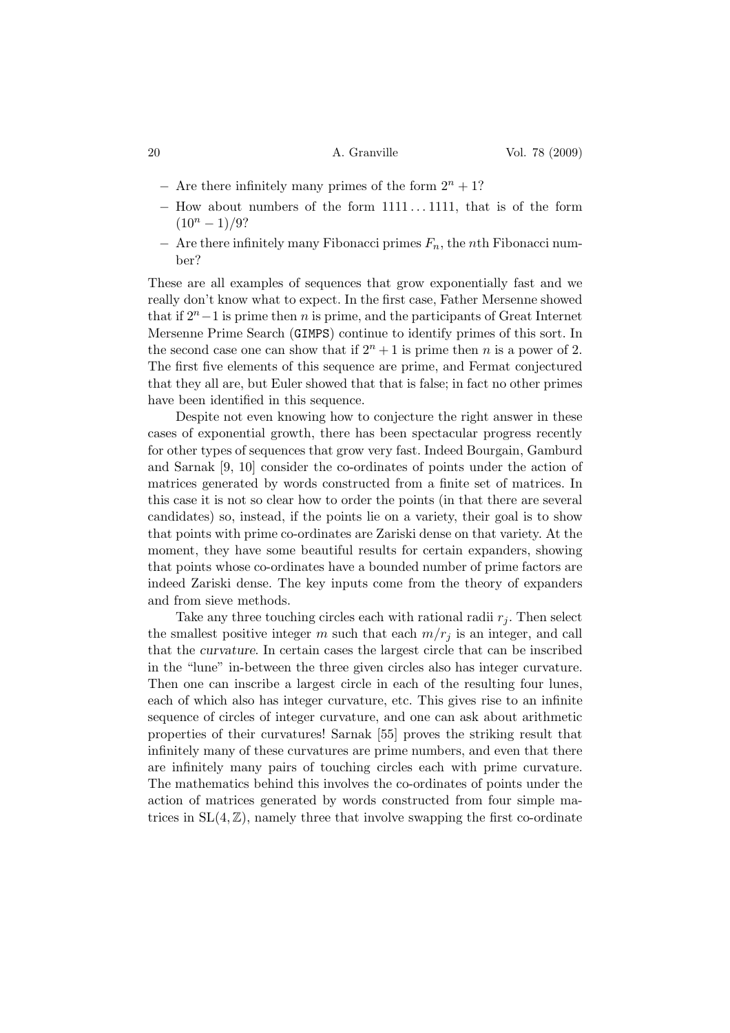- Are there infinitely many primes of the form $2^n + 1$?
- How about numbers of the form $1111\ldots1111$, that is of the form $(10^n - 1)/9$?
- Are there infinitely many Fibonacci primes $F_n$, the $n$th Fibonacci number?

These are all examples of sequences that grow exponentially fast and we really don't know what to expect. In the first case, Father Mersenne showed that if $2^n - 1$ is prime then $n$ is prime, and the participants of Great Internet Mersenne Prime Search (`GIMPS`) continue to identify primes of this sort. In the second case one can show that if $2^n + 1$ is prime then $n$ is a power of 2. The first five elements of this sequence are prime, and Fermat conjectured that they all are, but Euler showed that that is false; in fact no other primes have been identified in this sequence.

Despite not even knowing how to conjecture the right answer in these cases of exponential growth, there has been spectacular progress recently for other types of sequences that grow very fast. Indeed Bourgain, Gamburd and Sarnak [9, 10] consider the co-ordinates of points under the action of matrices generated by words constructed from a finite set of matrices. In this case it is not so clear how to order the points (in that there are several candidates) so, instead, if the points lie on a variety, their goal is to show that points with prime co-ordinates are Zariski dense on that variety. At the moment, they have some beautiful results for certain expanders, showing that points whose co-ordinates have a bounded number of prime factors are indeed Zariski dense. The key inputs come from the theory of expanders and from sieve methods.

Take any three touching circles each with rational radii $r_j$. Then select the smallest positive integer $m$ such that each $m/r_j$ is an integer, and call that the *curvature*. In certain cases the largest circle that can be inscribed in the "lune" in-between the three given circles also has integer curvature. Then one can inscribe a largest circle in each of the resulting four lunes, each of which also has integer curvature, etc. This gives rise to an infinite sequence of circles of integer curvature, and one can ask about arithmetic properties of their curvatures! Sarnak [55] proves the striking result that infinitely many of these curvatures are prime numbers, and even that there are infinitely many pairs of touching circles each with prime curvature. The mathematics behind this involves the co-ordinates of points under the action of matrices generated by words constructed from four simple matrices in $\mathrm{SL}(4, \mathbb{Z})$, namely three that involve swapping the first co-ordinate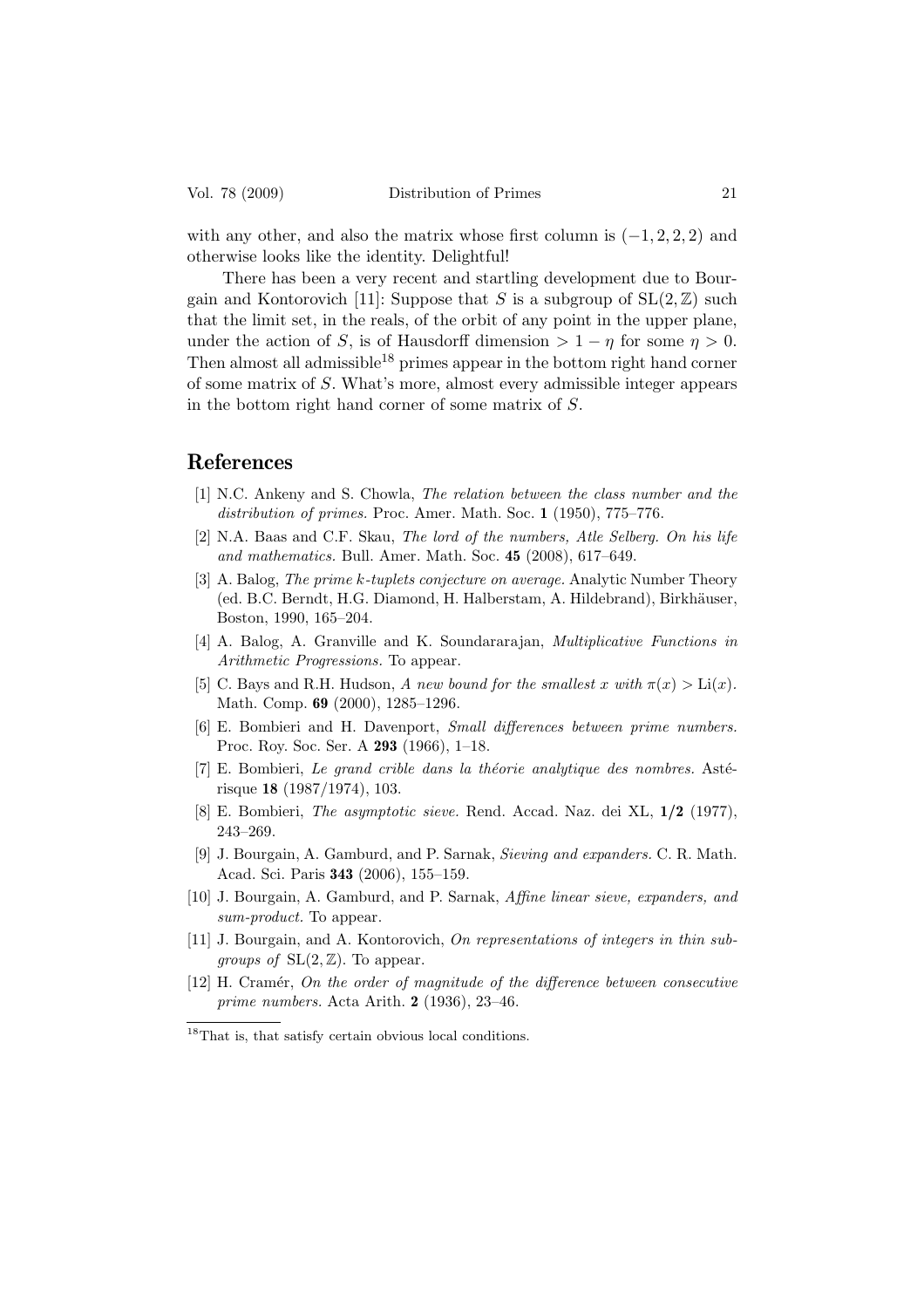with any other, and also the matrix whose first column is $(-1, 2, 2, 2)$ and otherwise looks like the identity. Delightful!

There has been a very recent and startling development due to Bourgain and Kontorovich [11]: Suppose that $S$ is a subgroup of $\mathrm{SL}(2, \mathbb{Z})$ such that the limit set, in the reals, of the orbit of any point in the upper plane, under the action of $S$, is of Hausdorff dimension $> 1 - \eta$ for some $\eta > 0$. Then almost all admissible[18] primes appear in the bottom right hand corner of some matrix of $S$. What's more, almost every admissible integer appears in the bottom right hand corner of some matrix of $S$.

## References

[1] N.C. Ankeny and S. Chowla, *The relation between the class number and the distribution of primes.* Proc. Amer. Math. Soc. **1** (1950), 775–776.

[2] N.A. Baas and C.F. Skau, *The lord of the numbers, Atle Selberg. On his life and mathematics.* Bull. Amer. Math. Soc. **45** (2008), 617–649.

[3] A. Balog, *The prime k-tuplets conjecture on average.* Analytic Number Theory (ed. B.C. Berndt, H.G. Diamond, H. Halberstam, A. Hildebrand), Birkhäuser, Boston, 1990, 165–204.

[4] A. Balog, A. Granville and K. Soundararajan, *Multiplicative Functions in Arithmetic Progressions.* To appear.

[5] C. Bays and R.H. Hudson, *A new bound for the smallest $x$ with $\pi(x) > \mathrm{Li}(x)$.* Math. Comp. **69** (2000), 1285–1296.

[6] E. Bombieri and H. Davenport, *Small differences between prime numbers.* Proc. Roy. Soc. Ser. A **293** (1966), 1–18.

[7] E. Bombieri, *Le grand crible dans la théorie analytique des nombres.* Astérisque **18** (1987/1974), 103.

[8] E. Bombieri, *The asymptotic sieve.* Rend. Accad. Naz. dei XL, **1/2** (1977), 243–269.

[9] J. Bourgain, A. Gamburd, and P. Sarnak, *Sieving and expanders.* C. R. Math. Acad. Sci. Paris **343** (2006), 155–159.

[10] J. Bourgain, A. Gamburd, and P. Sarnak, *Affine linear sieve, expanders, and sum-product.* To appear.

[11] J. Bourgain, and A. Kontorovich, *On representations of integers in thin subgroups of $\mathrm{SL}(2, \mathbb{Z})$.* To appear.

[12] H. Cramér, *On the order of magnitude of the difference between consecutive prime numbers.* Acta Arith. **2** (1936), 23–46.

[18] That is, that satisfy certain obvious local conditions.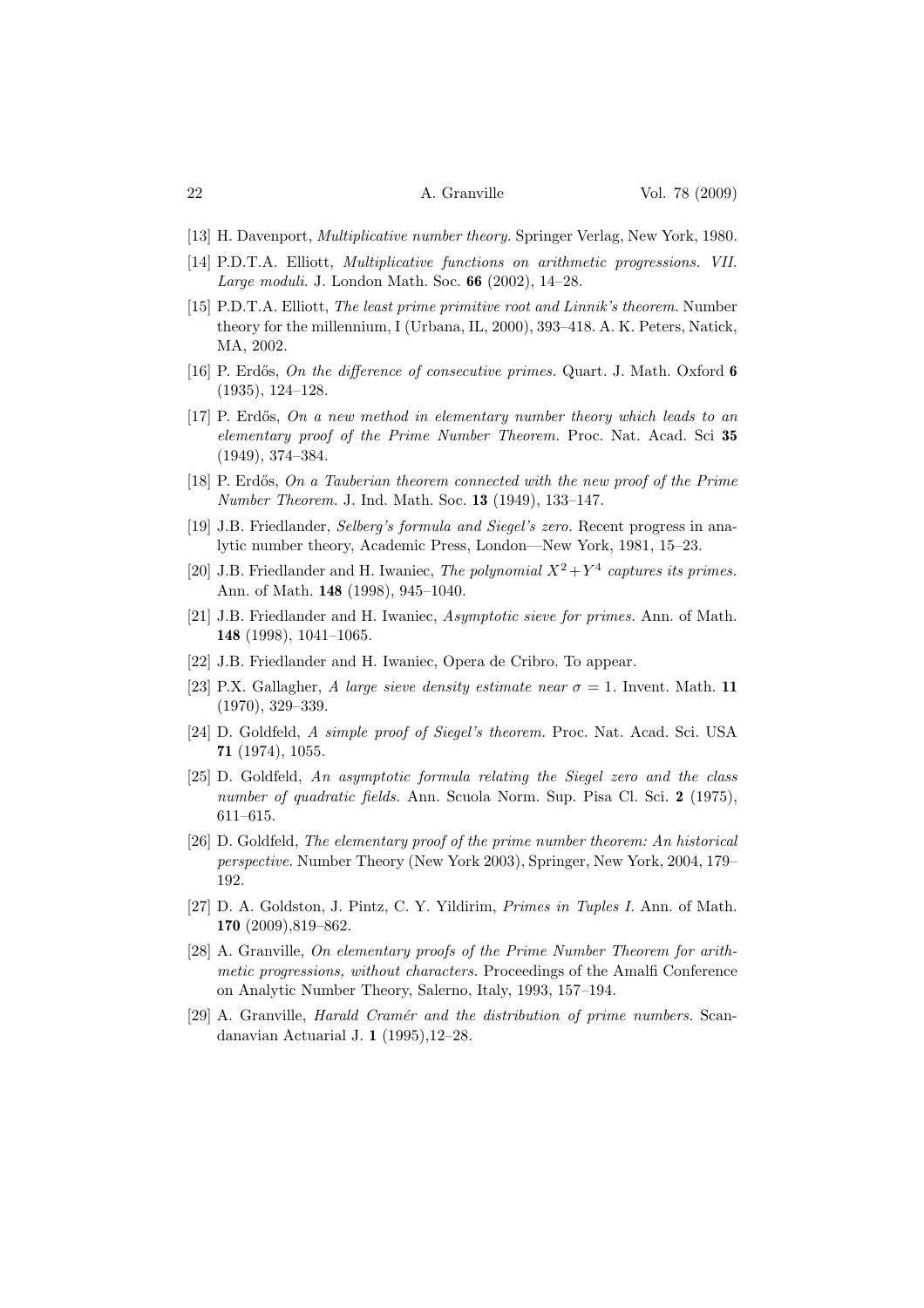[13] H. Davenport, *Multiplicative number theory.* Springer Verlag, New York, 1980.

[14] P.D.T.A. Elliott, *Multiplicative functions on arithmetic progressions. VII. Large moduli.* J. London Math. Soc. **66** (2002), 14–28.

[15] P.D.T.A. Elliott, *The least prime primitive root and Linnik's theorem.* Number theory for the millennium, I (Urbana, IL, 2000), 393–418. A. K. Peters, Natick, MA, 2002.

[16] P. Erdős, *On the difference of consecutive primes.* Quart. J. Math. Oxford **6** (1935), 124–128.

[17] P. Erdős, *On a new method in elementary number theory which leads to an elementary proof of the Prime Number Theorem.* Proc. Nat. Acad. Sci **35** (1949), 374–384.

[18] P. Erdős, *On a Tauberian theorem connected with the new proof of the Prime Number Theorem.* J. Ind. Math. Soc. **13** (1949), 133–147.

[19] J.B. Friedlander, *Selberg's formula and Siegel's zero.* Recent progress in analytic number theory, Academic Press, London—New York, 1981, 15–23.

[20] J.B. Friedlander and H. Iwaniec, *The polynomial $X^2+Y^4$ captures its primes.* Ann. of Math. **148** (1998), 945–1040.

[21] J.B. Friedlander and H. Iwaniec, *Asymptotic sieve for primes.* Ann. of Math. **148** (1998), 1041–1065.

[22] J.B. Friedlander and H. Iwaniec, Opera de Cribro. To appear.

[23] P.X. Gallagher, *A large sieve density estimate near $\sigma = 1$.* Invent. Math. **11** (1970), 329–339.

[24] D. Goldfeld, *A simple proof of Siegel's theorem.* Proc. Nat. Acad. Sci. USA **71** (1974), 1055.

[25] D. Goldfeld, *An asymptotic formula relating the Siegel zero and the class number of quadratic fields.* Ann. Scuola Norm. Sup. Pisa Cl. Sci. **2** (1975), 611–615.

[26] D. Goldfeld, *The elementary proof of the prime number theorem: An historical perspective.* Number Theory (New York 2003), Springer, New York, 2004, 179–192.

[27] D. A. Goldston, J. Pintz, C. Y. Yildirim, *Primes in Tuples I.* Ann. of Math. **170** (2009),819–862.

[28] A. Granville, *On elementary proofs of the Prime Number Theorem for arithmetic progressions, without characters.* Proceedings of the Amalfi Conference on Analytic Number Theory, Salerno, Italy, 1993, 157–194.

[29] A. Granville, *Harald Cramér and the distribution of prime numbers.* Scandanavian Actuarial J. **1** (1995),12–28.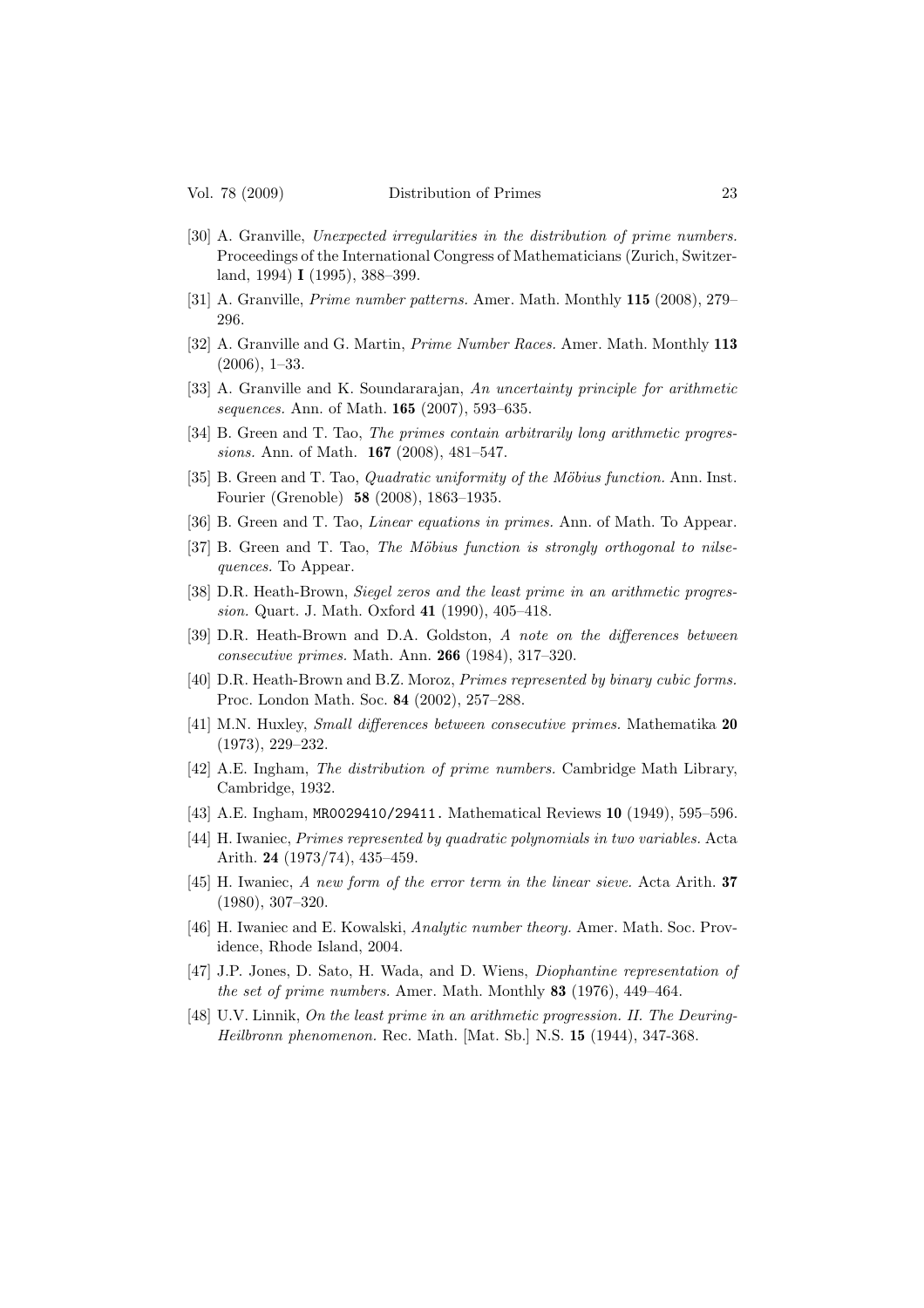[30] A. Granville, *Unexpected irregularities in the distribution of prime numbers.* Proceedings of the International Congress of Mathematicians (Zurich, Switzerland, 1994) **I** (1995), 388–399.

[31] A. Granville, *Prime number patterns.* Amer. Math. Monthly **115** (2008), 279–296.

[32] A. Granville and G. Martin, *Prime Number Races.* Amer. Math. Monthly **113** (2006), 1–33.

[33] A. Granville and K. Soundararajan, *An uncertainty principle for arithmetic sequences.* Ann. of Math. **165** (2007), 593–635.

[34] B. Green and T. Tao, *The primes contain arbitrarily long arithmetic progressions.* Ann. of Math. **167** (2008), 481–547.

[35] B. Green and T. Tao, *Quadratic uniformity of the Möbius function.* Ann. Inst. Fourier (Grenoble) **58** (2008), 1863–1935.

[36] B. Green and T. Tao, *Linear equations in primes.* Ann. of Math. To Appear.

[37] B. Green and T. Tao, *The Möbius function is strongly orthogonal to nilsequences.* To Appear.

[38] D.R. Heath-Brown, *Siegel zeros and the least prime in an arithmetic progression.* Quart. J. Math. Oxford **41** (1990), 405–418.

[39] D.R. Heath-Brown and D.A. Goldston, *A note on the differences between consecutive primes.* Math. Ann. **266** (1984), 317–320.

[40] D.R. Heath-Brown and B.Z. Moroz, *Primes represented by binary cubic forms.* Proc. London Math. Soc. **84** (2002), 257–288.

[41] M.N. Huxley, *Small differences between consecutive primes.* Mathematika **20** (1973), 229–232.

[42] A.E. Ingham, *The distribution of prime numbers.* Cambridge Math Library, Cambridge, 1932.

[43] A.E. Ingham, `MR0029410/29411.` Mathematical Reviews **10** (1949), 595–596.

[44] H. Iwaniec, *Primes represented by quadratic polynomials in two variables.* Acta Arith. **24** (1973/74), 435–459.

[45] H. Iwaniec, *A new form of the error term in the linear sieve.* Acta Arith. **37** (1980), 307–320.

[46] H. Iwaniec and E. Kowalski, *Analytic number theory.* Amer. Math. Soc. Providence, Rhode Island, 2004.

[47] J.P. Jones, D. Sato, H. Wada, and D. Wiens, *Diophantine representation of the set of prime numbers.* Amer. Math. Monthly **83** (1976), 449–464.

[48] U.V. Linnik, *On the least prime in an arithmetic progression. II. The Deuring-Heilbronn phenomenon.* Rec. Math. [Mat. Sb.] N.S. **15** (1944), 347-368.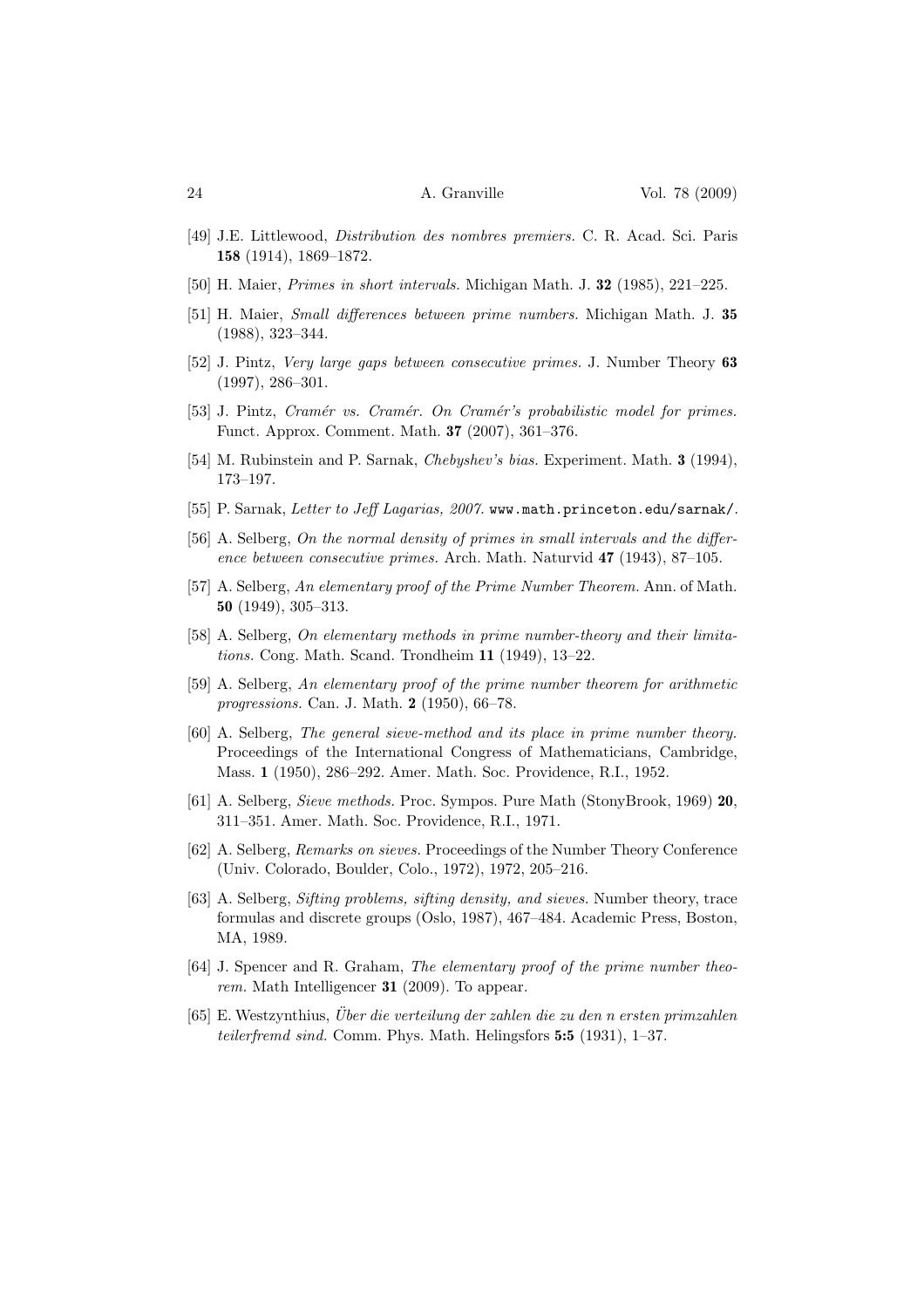[49] J.E. Littlewood, *Distribution des nombres premiers.* C. R. Acad. Sci. Paris **158** (1914), 1869–1872.

[50] H. Maier, *Primes in short intervals.* Michigan Math. J. **32** (1985), 221–225.

[51] H. Maier, *Small differences between prime numbers.* Michigan Math. J. **35** (1988), 323–344.

[52] J. Pintz, *Very large gaps between consecutive primes.* J. Number Theory **63** (1997), 286–301.

[53] J. Pintz, *Cramér vs. Cramér. On Cramér's probabilistic model for primes.* Funct. Approx. Comment. Math. **37** (2007), 361–376.

[54] M. Rubinstein and P. Sarnak, *Chebyshev's bias.* Experiment. Math. **3** (1994), 173–197.

[55] P. Sarnak, *Letter to Jeff Lagarias, 2007.* `www.math.princeton.edu/sarnak/`.

[56] A. Selberg, *On the normal density of primes in small intervals and the difference between consecutive primes.* Arch. Math. Naturvid **47** (1943), 87–105.

[57] A. Selberg, *An elementary proof of the Prime Number Theorem.* Ann. of Math. **50** (1949), 305–313.

[58] A. Selberg, *On elementary methods in prime number-theory and their limitations.* Cong. Math. Scand. Trondheim **11** (1949), 13–22.

[59] A. Selberg, *An elementary proof of the prime number theorem for arithmetic progressions.* Can. J. Math. **2** (1950), 66–78.

[60] A. Selberg, *The general sieve-method and its place in prime number theory.* Proceedings of the International Congress of Mathematicians, Cambridge, Mass. **1** (1950), 286–292. Amer. Math. Soc. Providence, R.I., 1952.

[61] A. Selberg, *Sieve methods.* Proc. Sympos. Pure Math (StonyBrook, 1969) **20**, 311–351. Amer. Math. Soc. Providence, R.I., 1971.

[62] A. Selberg, *Remarks on sieves.* Proceedings of the Number Theory Conference (Univ. Colorado, Boulder, Colo., 1972), 1972, 205–216.

[63] A. Selberg, *Sifting problems, sifting density, and sieves.* Number theory, trace formulas and discrete groups (Oslo, 1987), 467–484. Academic Press, Boston, MA, 1989.

[64] J. Spencer and R. Graham, *The elementary proof of the prime number theorem.* Math Intelligencer **31** (2009). To appear.

[65] E. Westzynthius, *Über die verteilung der zahlen die zu den n ersten primzahlen teilerfremd sind.* Comm. Phys. Math. Helingsfors **5:5** (1931), 1–37.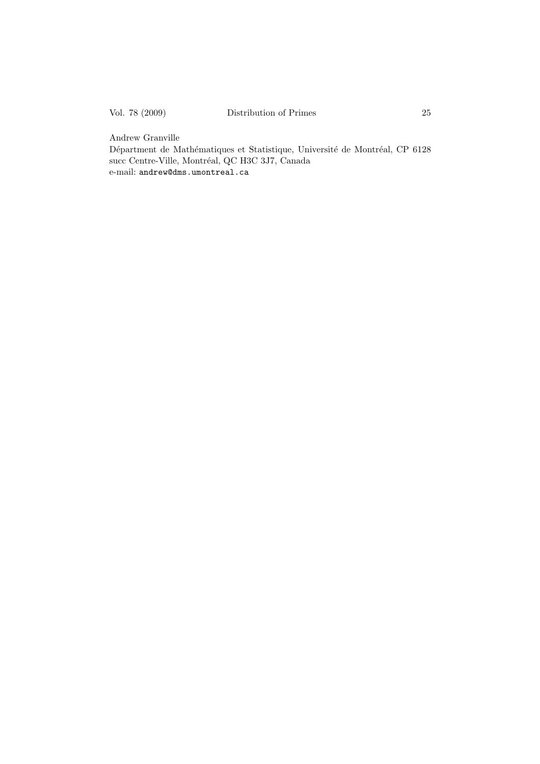Andrew Granville
Département de Mathématiques et Statistique, Université de Montréal, CP 6128 succ Centre-Ville, Montréal, QC H3C 3J7, Canada
e-mail: `andrew@dms.umontreal.ca`